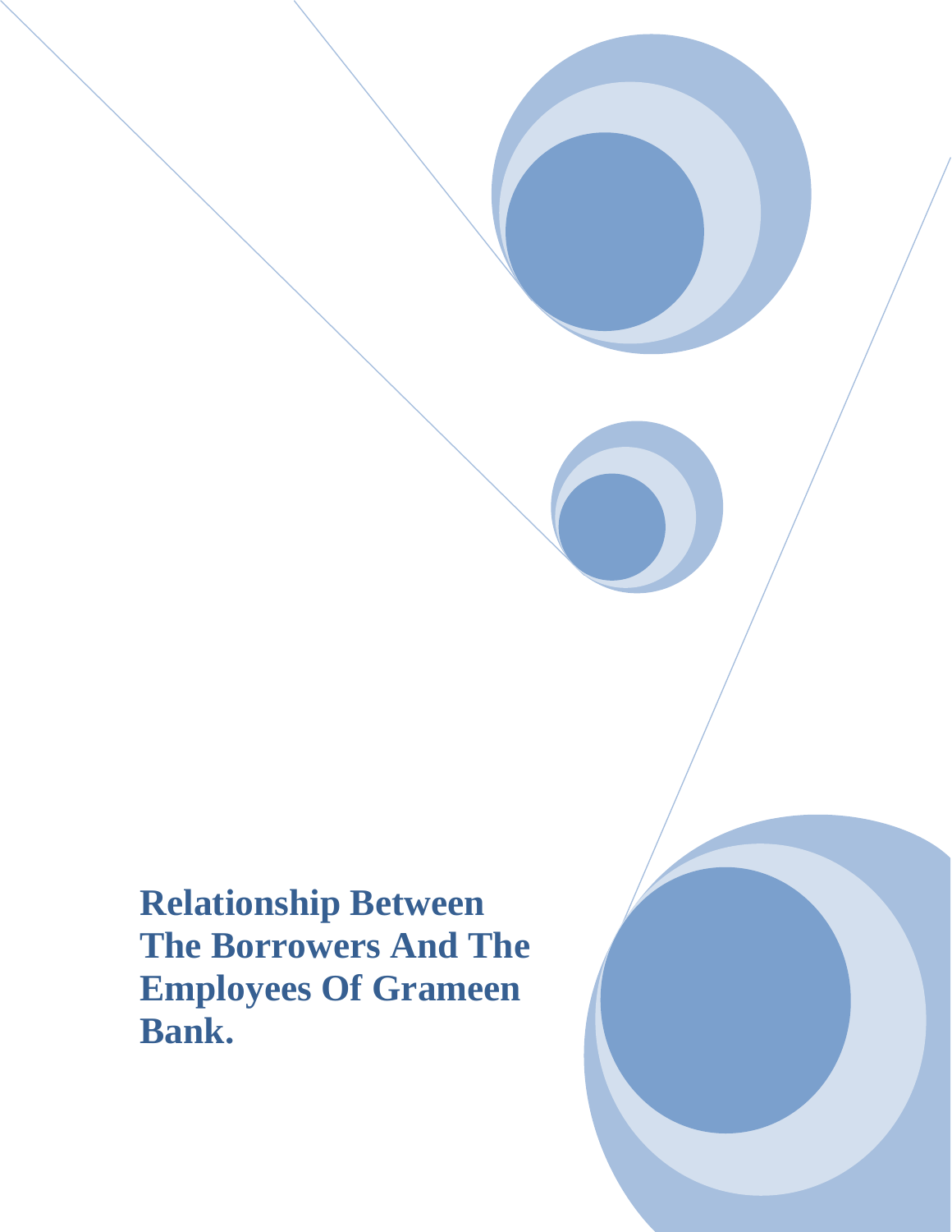# Relationship Between The Borrowers And The Employees Of Grameen Bank.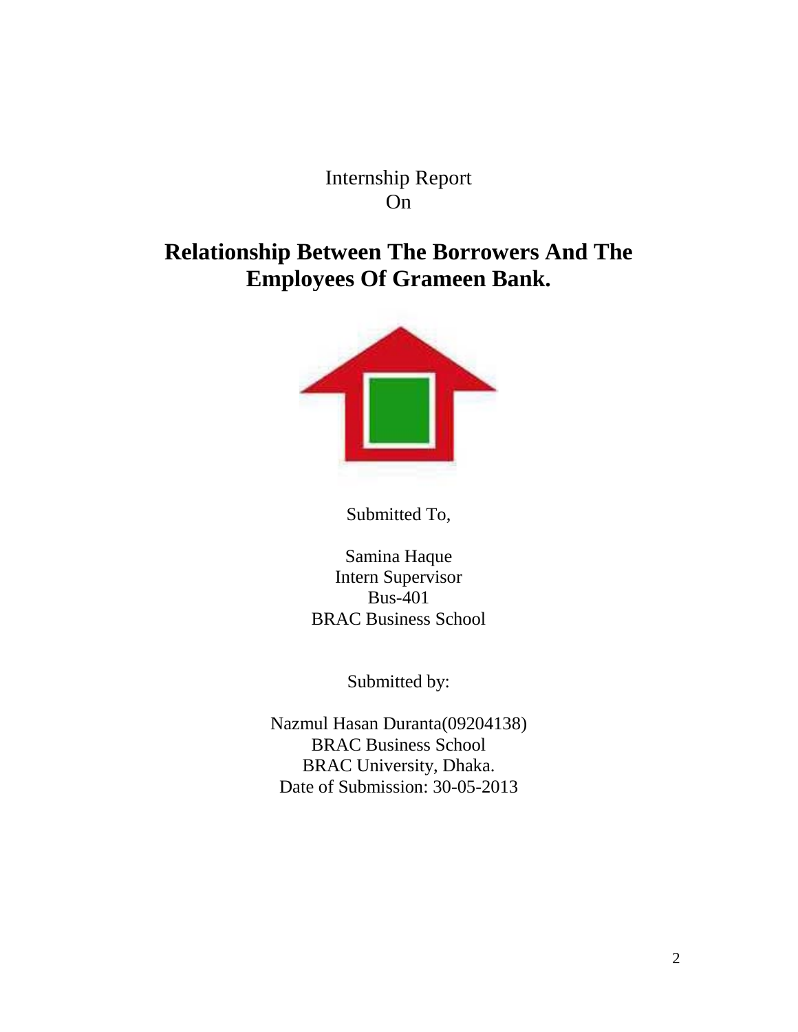Internship Report
On

# Relationship Between The Borrowers And The Employees Of Grameen Bank.

Submitted To,

Samina Haque
Intern Supervisor
Bus-401
BRAC Business School

Submitted by:

Nazmul Hasan Duranta(09204138)
BRAC Business School
BRAC University, Dhaka.
Date of Submission: 30-05-2013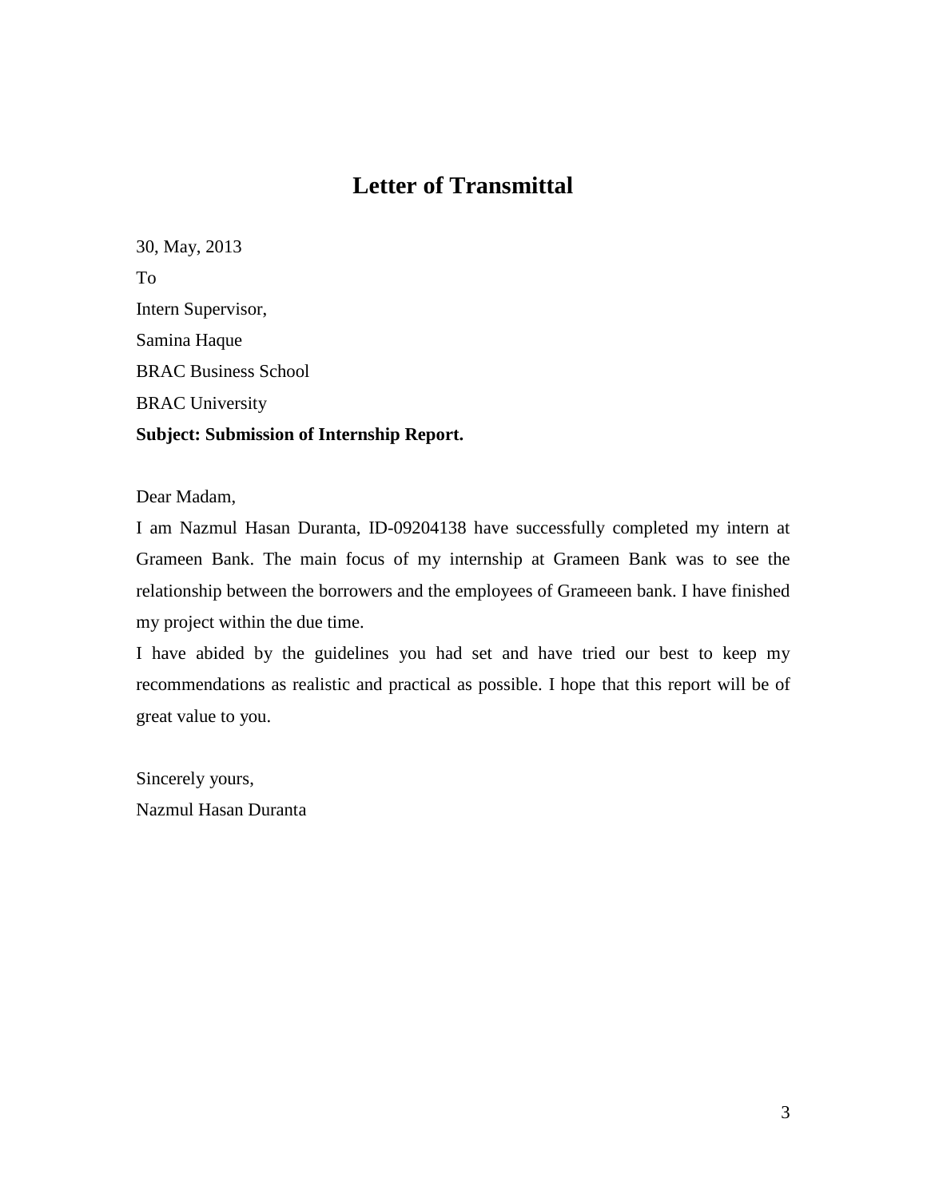# Letter of Transmittal

30, May, 2013

To

Intern Supervisor,

Samina Haque

BRAC Business School

BRAC University

**Subject: Submission of Internship Report.**

Dear Madam,

I am Nazmul Hasan Duranta, ID-09204138 have successfully completed my intern at Grameen Bank. The main focus of my internship at Grameen Bank was to see the relationship between the borrowers and the employees of Grameeen bank. I have finished my project within the due time.

I have abided by the guidelines you had set and have tried our best to keep my recommendations as realistic and practical as possible. I hope that this report will be of great value to you.

Sincerely yours,

Nazmul Hasan Duranta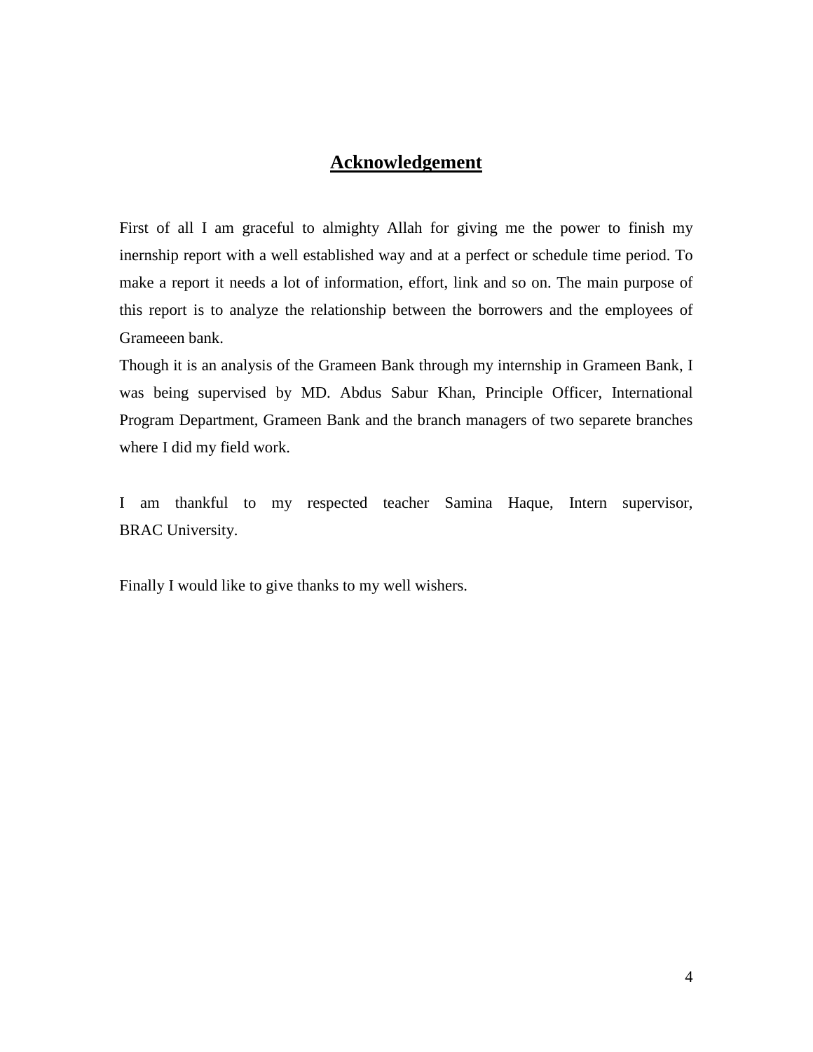# Acknowledgement

First of all I am graceful to almighty Allah for giving me the power to finish my inernship report with a well established way and at a perfect or schedule time period. To make a report it needs a lot of information, effort, link and so on. The main purpose of this report is to analyze the relationship between the borrowers and the employees of Grameeen bank.

Though it is an analysis of the Grameen Bank through my internship in Grameen Bank, I was being supervised by MD. Abdus Sabur Khan, Principle Officer, International Program Department, Grameen Bank and the branch managers of two separete branches where I did my field work.

I am thankful to my respected teacher Samina Haque, Intern supervisor, BRAC University.

Finally I would like to give thanks to my well wishers.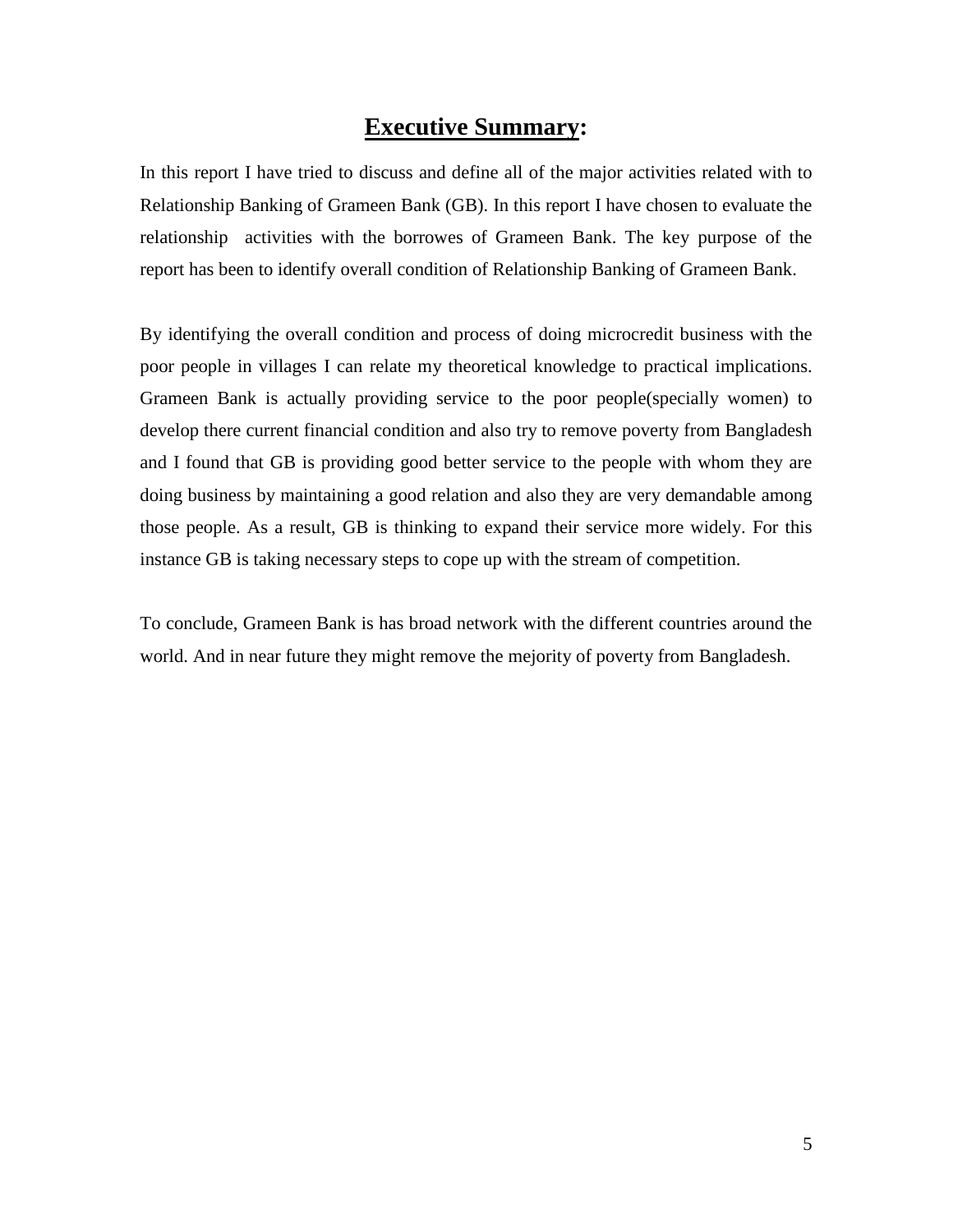# **Executive Summary:**

In this report I have tried to discuss and define all of the major activities related with to Relationship Banking of Grameen Bank (GB). In this report I have chosen to evaluate the relationship activities with the borrowes of Grameen Bank. The key purpose of the report has been to identify overall condition of Relationship Banking of Grameen Bank.

By identifying the overall condition and process of doing microcredit business with the poor people in villages I can relate my theoretical knowledge to practical implications. Grameen Bank is actually providing service to the poor people(specially women) to develop there current financial condition and also try to remove poverty from Bangladesh and I found that GB is providing good better service to the people with whom they are doing business by maintaining a good relation and also they are very demandable among those people. As a result, GB is thinking to expand their service more widely. For this instance GB is taking necessary steps to cope up with the stream of competition.

To conclude, Grameen Bank is has broad network with the different countries around the world. And in near future they might remove the mejority of poverty from Bangladesh.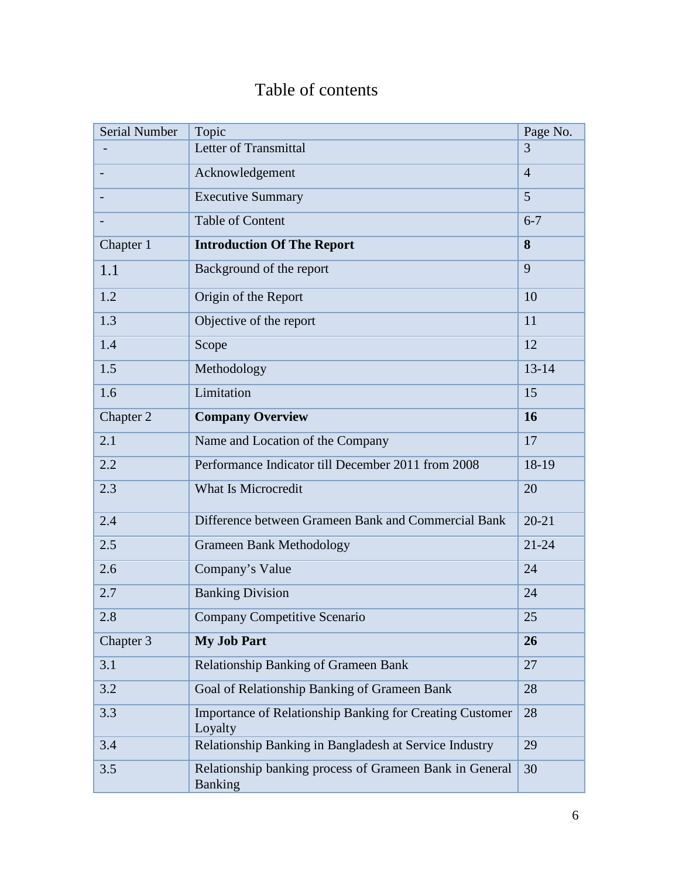# Table of contents

| Serial Number | Topic | Page No. |
|---|---|---|
| - | Letter of Transmittal | 3 |
| - | Acknowledgement | 4 |
| - | Executive Summary | 5 |
| - | Table of Content | 6-7 |
| Chapter 1 | **Introduction Of The Report** | **8** |
| 1.1 | Background of the report | 9 |
| 1.2 | Origin of the Report | 10 |
| 1.3 | Objective of the report | 11 |
| 1.4 | Scope | 12 |
| 1.5 | Methodology | 13-14 |
| 1.6 | Limitation | 15 |
| Chapter 2 | **Company Overview** | **16** |
| 2.1 | Name and Location of the Company | 17 |
| 2.2 | Performance Indicator till December 2011 from 2008 | 18-19 |
| 2.3 | What Is Microcredit | 20 |
| 2.4 | Difference between Grameen Bank and Commercial Bank | 20-21 |
| 2.5 | Grameen Bank Methodology | 21-24 |
| 2.6 | Company's Value | 24 |
| 2.7 | Banking Division | 24 |
| 2.8 | Company Competitive Scenario | 25 |
| Chapter 3 | **My Job Part** | **26** |
| 3.1 | Relationship Banking of Grameen Bank | 27 |
| 3.2 | Goal of Relationship Banking of Grameen Bank | 28 |
| 3.3 | Importance of Relationship Banking for Creating Customer Loyalty | 28 |
| 3.4 | Relationship Banking in Bangladesh at Service Industry | 29 |
| 3.5 | Relationship banking process of Grameen Bank in General Banking | 30 |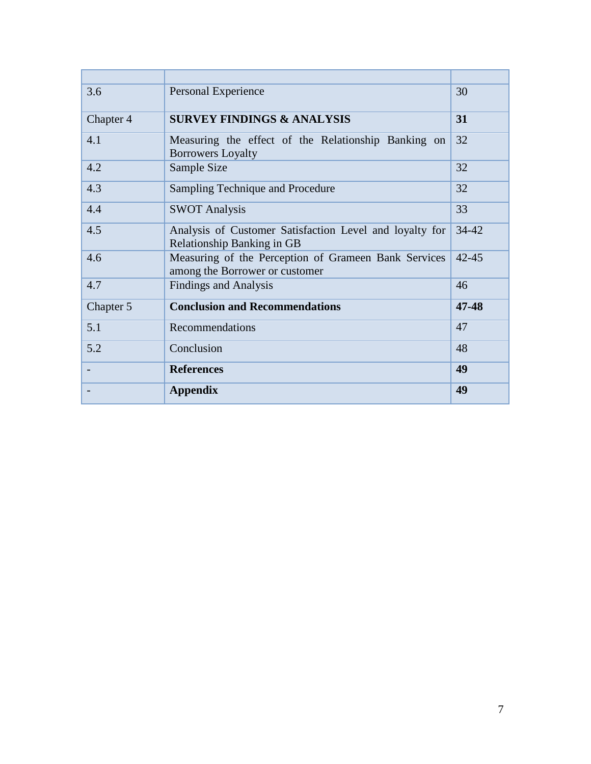| | | |
|---|---|---|
| 3.6 | Personal Experience | 30 |
| Chapter 4 | **SURVEY FINDINGS & ANALYSIS** | **31** |
| 4.1 | Measuring the effect of the Relationship Banking on Borrowers Loyalty | 32 |
| 4.2 | Sample Size | 32 |
| 4.3 | Sampling Technique and Procedure | 32 |
| 4.4 | SWOT Analysis | 33 |
| 4.5 | Analysis of Customer Satisfaction Level and loyalty for Relationship Banking in GB | 34-42 |
| 4.6 | Measuring of the Perception of Grameen Bank Services among the Borrower or customer | 42-45 |
| 4.7 | Findings and Analysis | 46 |
| Chapter 5 | **Conclusion and Recommendations** | **47-48** |
| 5.1 | Recommendations | 47 |
| 5.2 | Conclusion | 48 |
| - | **References** | **49** |
| - | **Appendix** | **49** |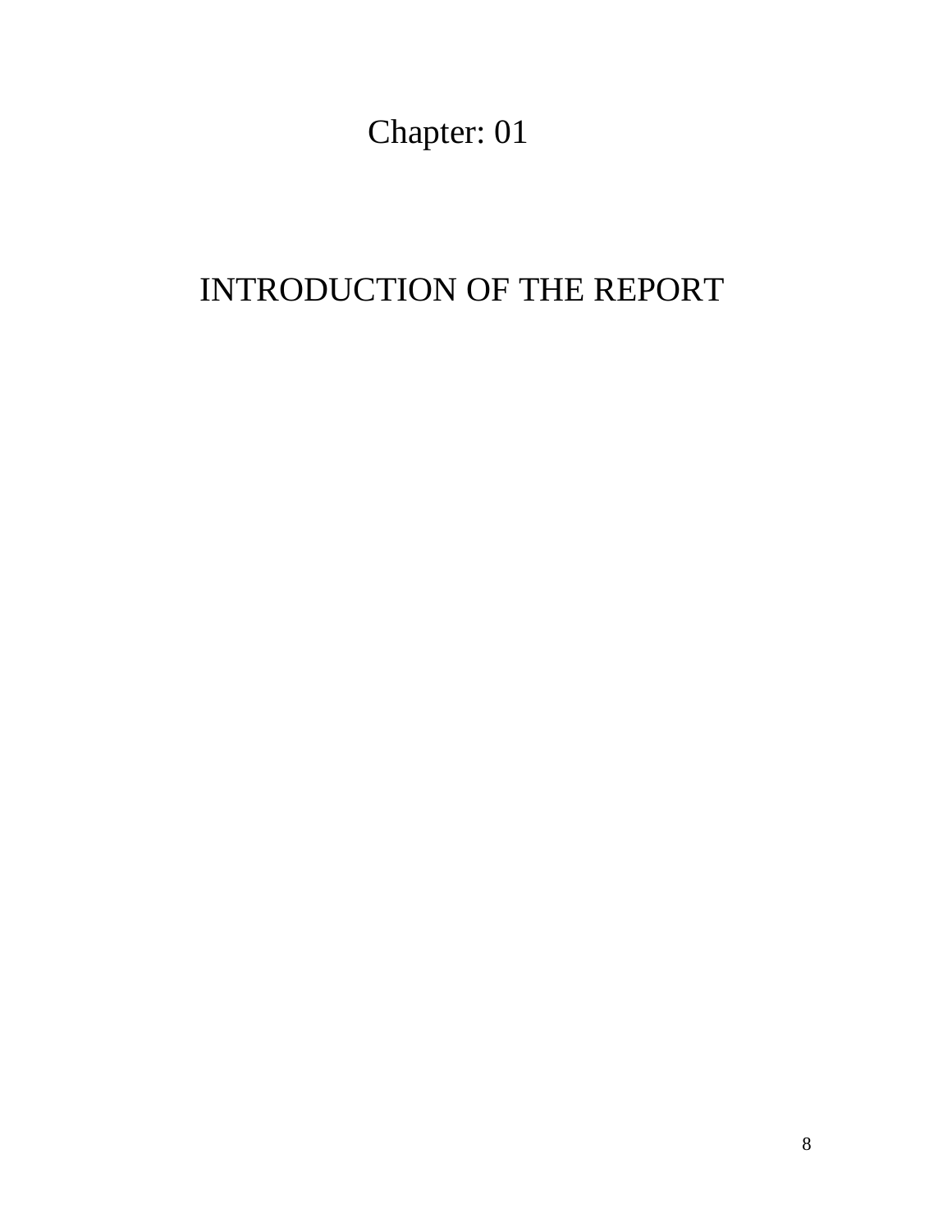# Chapter: 01

# INTRODUCTION OF THE REPORT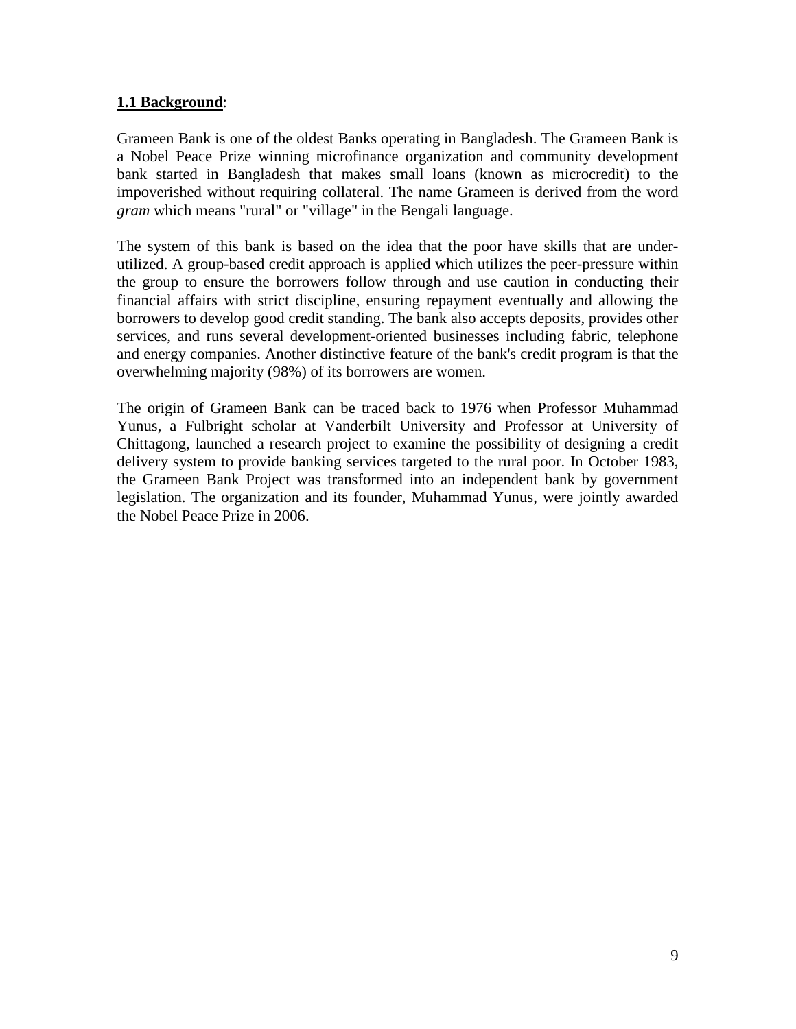**1.1 Background**:

Grameen Bank is one of the oldest Banks operating in Bangladesh. The Grameen Bank is a Nobel Peace Prize winning microfinance organization and community development bank started in Bangladesh that makes small loans (known as microcredit) to the impoverished without requiring collateral. The name Grameen is derived from the word *gram* which means "rural" or "village" in the Bengali language.

The system of this bank is based on the idea that the poor have skills that are under-utilized. A group-based credit approach is applied which utilizes the peer-pressure within the group to ensure the borrowers follow through and use caution in conducting their financial affairs with strict discipline, ensuring repayment eventually and allowing the borrowers to develop good credit standing. The bank also accepts deposits, provides other services, and runs several development-oriented businesses including fabric, telephone and energy companies. Another distinctive feature of the bank's credit program is that the overwhelming majority (98%) of its borrowers are women.

The origin of Grameen Bank can be traced back to 1976 when Professor Muhammad Yunus, a Fulbright scholar at Vanderbilt University and Professor at University of Chittagong, launched a research project to examine the possibility of designing a credit delivery system to provide banking services targeted to the rural poor. In October 1983, the Grameen Bank Project was transformed into an independent bank by government legislation. The organization and its founder, Muhammad Yunus, were jointly awarded the Nobel Peace Prize in 2006.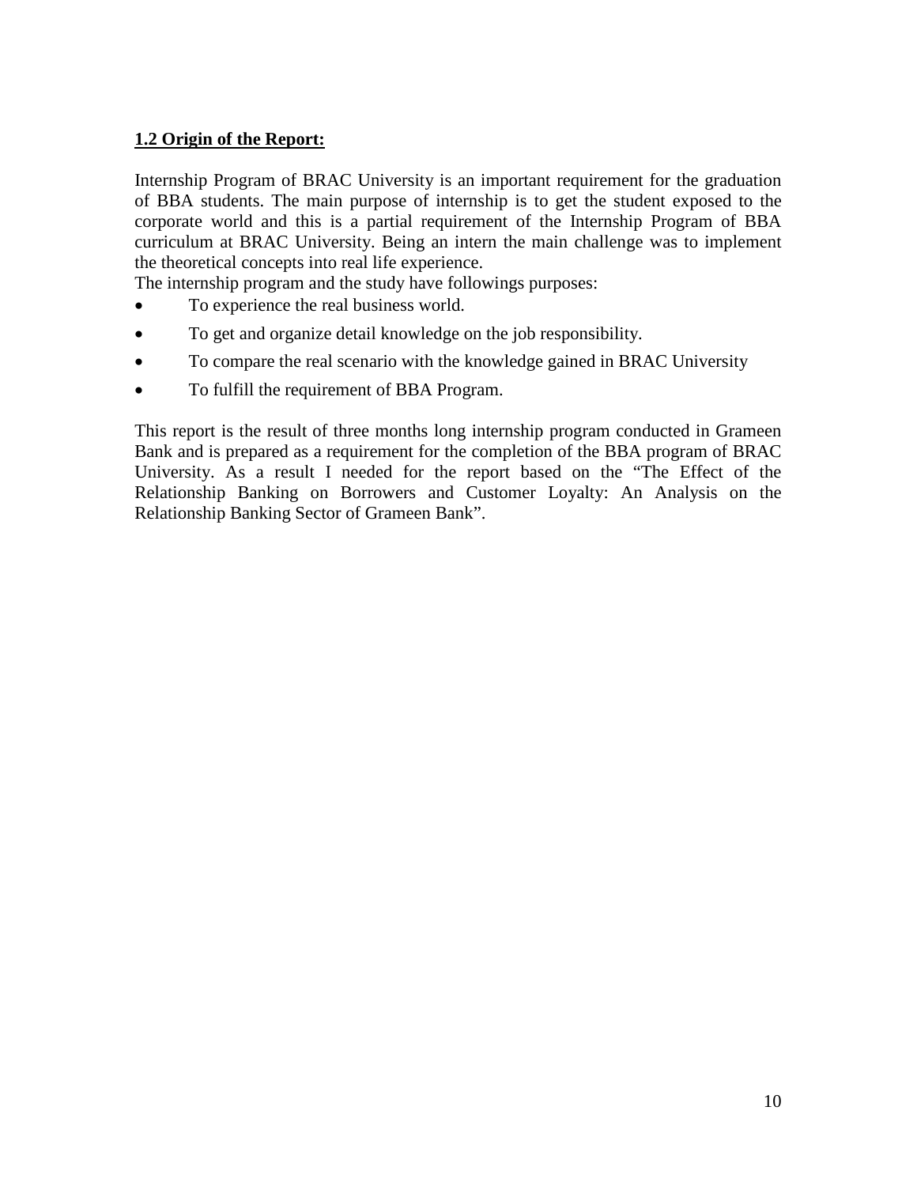## 1.2 Origin of the Report:

Internship Program of BRAC University is an important requirement for the graduation of BBA students. The main purpose of internship is to get the student exposed to the corporate world and this is a partial requirement of the Internship Program of BBA curriculum at BRAC University. Being an intern the main challenge was to implement the theoretical concepts into real life experience.
The internship program and the study have followings purposes:

- To experience the real business world.
- To get and organize detail knowledge on the job responsibility.
- To compare the real scenario with the knowledge gained in BRAC University
- To fulfill the requirement of BBA Program.

This report is the result of three months long internship program conducted in Grameen Bank and is prepared as a requirement for the completion of the BBA program of BRAC University. As a result I needed for the report based on the "The Effect of the Relationship Banking on Borrowers and Customer Loyalty: An Analysis on the Relationship Banking Sector of Grameen Bank".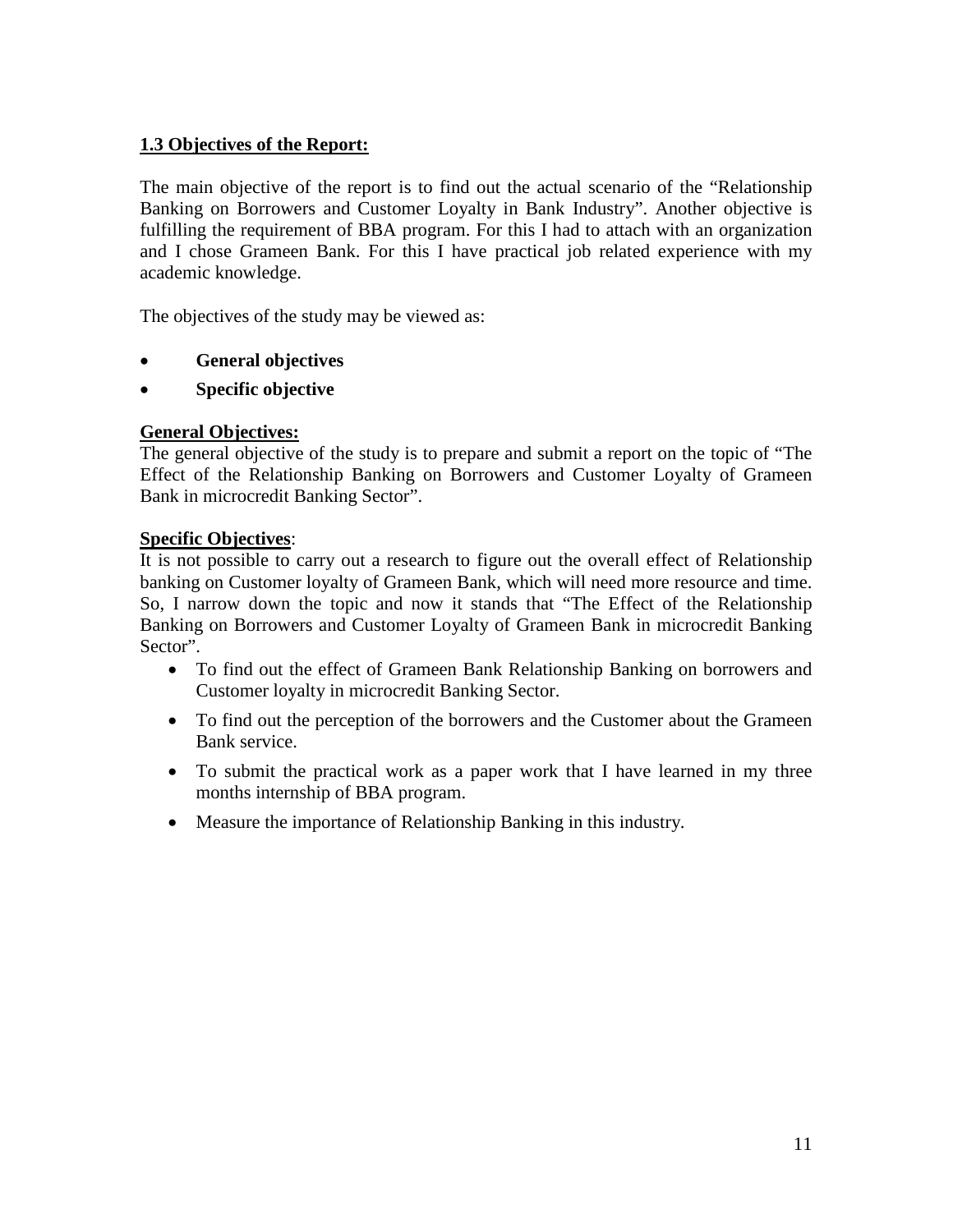### 1.3 Objectives of the Report:

The main objective of the report is to find out the actual scenario of the "Relationship Banking on Borrowers and Customer Loyalty in Bank Industry". Another objective is fulfilling the requirement of BBA program. For this I had to attach with an organization and I chose Grameen Bank. For this I have practical job related experience with my academic knowledge.

The objectives of the study may be viewed as:

- **General objectives**
- **Specific objective**

**General Objectives:**
The general objective of the study is to prepare and submit a report on the topic of "The Effect of the Relationship Banking on Borrowers and Customer Loyalty of Grameen Bank in microcredit Banking Sector".

**Specific Objectives**:
It is not possible to carry out a research to figure out the overall effect of Relationship banking on Customer loyalty of Grameen Bank, which will need more resource and time. So, I narrow down the topic and now it stands that "The Effect of the Relationship Banking on Borrowers and Customer Loyalty of Grameen Bank in microcredit Banking Sector".

- To find out the effect of Grameen Bank Relationship Banking on borrowers and Customer loyalty in microcredit Banking Sector.
- To find out the perception of the borrowers and the Customer about the Grameen Bank service.
- To submit the practical work as a paper work that I have learned in my three months internship of BBA program.
- Measure the importance of Relationship Banking in this industry.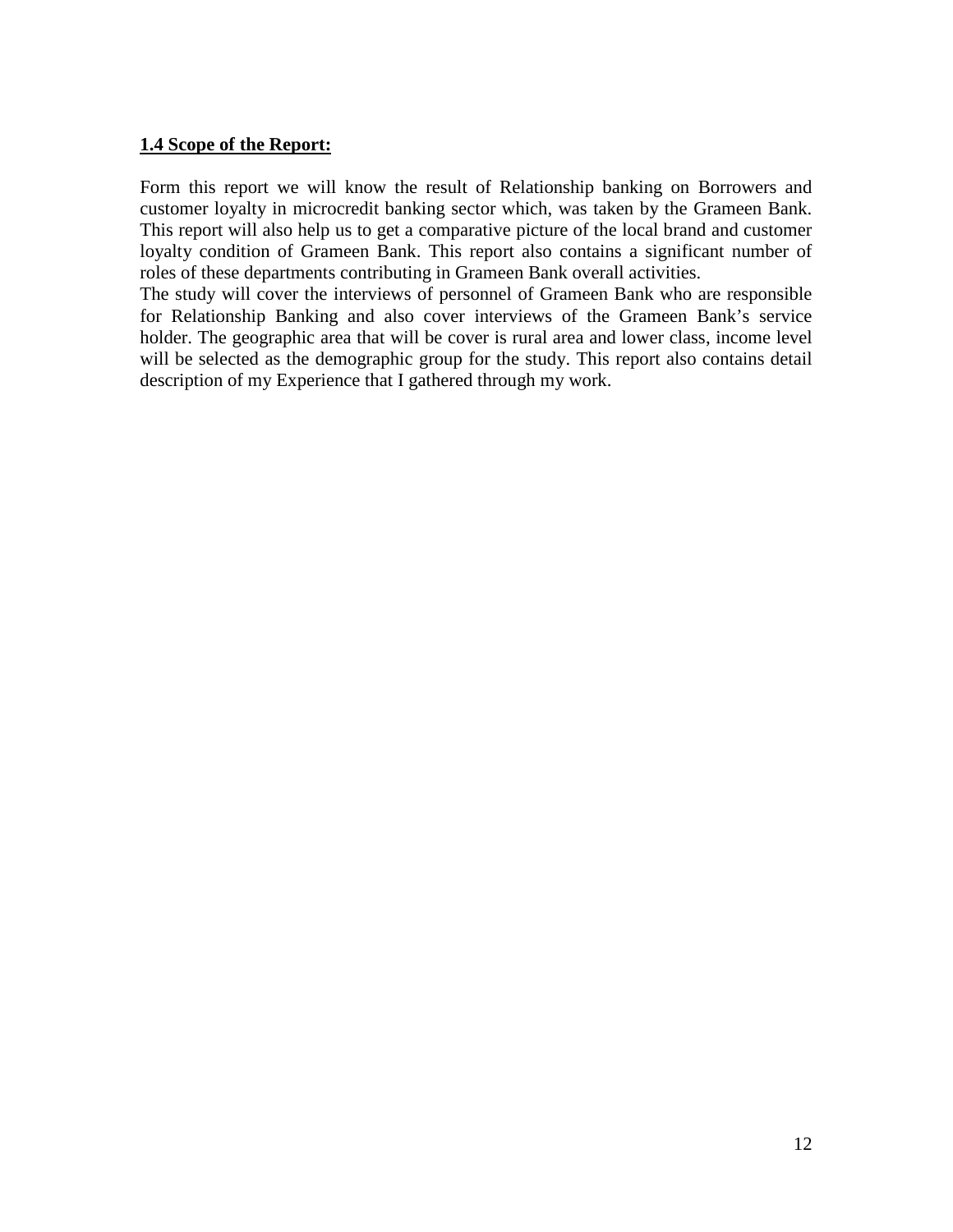**1.4 Scope of the Report:**

Form this report we will know the result of Relationship banking on Borrowers and customer loyalty in microcredit banking sector which, was taken by the Grameen Bank. This report will also help us to get a comparative picture of the local brand and customer loyalty condition of Grameen Bank. This report also contains a significant number of roles of these departments contributing in Grameen Bank overall activities.

The study will cover the interviews of personnel of Grameen Bank who are responsible for Relationship Banking and also cover interviews of the Grameen Bank's service holder. The geographic area that will be cover is rural area and lower class, income level will be selected as the demographic group for the study. This report also contains detail description of my Experience that I gathered through my work.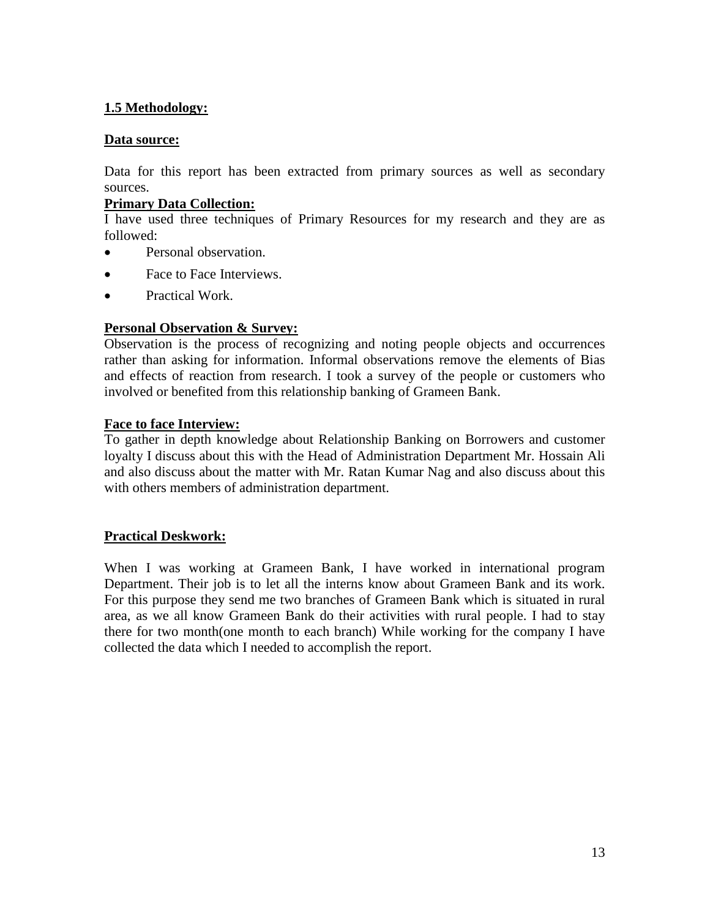## 1.5 Methodology:

**Data source:**

Data for this report has been extracted from primary sources as well as secondary sources.

**Primary Data Collection:**

I have used three techniques of Primary Resources for my research and they are as followed:

- Personal observation.
- Face to Face Interviews.
- Practical Work.

**Personal Observation & Survey:**

Observation is the process of recognizing and noting people objects and occurrences rather than asking for information. Informal observations remove the elements of Bias and effects of reaction from research. I took a survey of the people or customers who involved or benefited from this relationship banking of Grameen Bank.

**Face to face Interview:**

To gather in depth knowledge about Relationship Banking on Borrowers and customer loyalty I discuss about this with the Head of Administration Department Mr. Hossain Ali and also discuss about the matter with Mr. Ratan Kumar Nag and also discuss about this with others members of administration department.

**Practical Deskwork:**

When I was working at Grameen Bank, I have worked in international program Department. Their job is to let all the interns know about Grameen Bank and its work. For this purpose they send me two branches of Grameen Bank which is situated in rural area, as we all know Grameen Bank do their activities with rural people. I had to stay there for two month(one month to each branch) While working for the company I have collected the data which I needed to accomplish the report.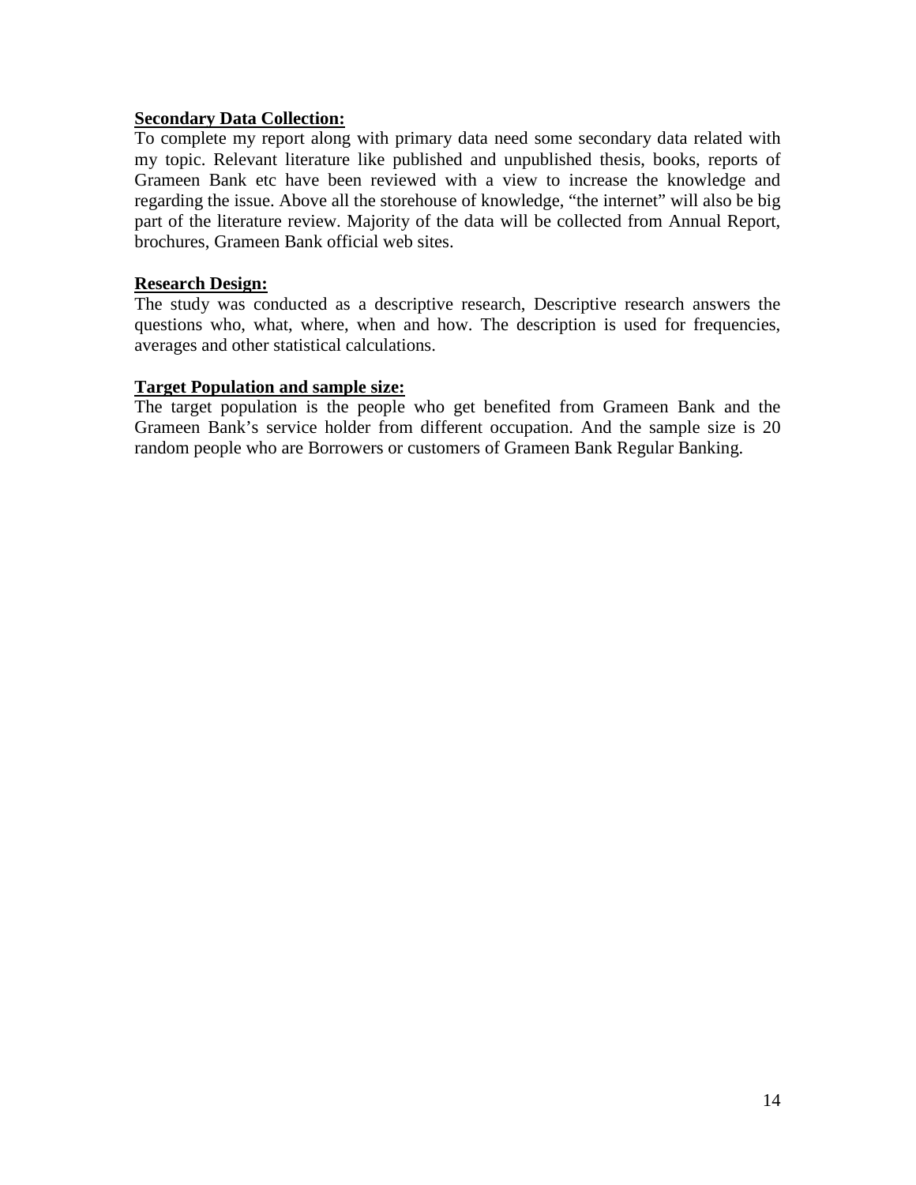**Secondary Data Collection:**

To complete my report along with primary data need some secondary data related with my topic. Relevant literature like published and unpublished thesis, books, reports of Grameen Bank etc have been reviewed with a view to increase the knowledge and regarding the issue. Above all the storehouse of knowledge, “the internet” will also be big part of the literature review. Majority of the data will be collected from Annual Report, brochures, Grameen Bank official web sites.

**Research Design:**

The study was conducted as a descriptive research, Descriptive research answers the questions who, what, where, when and how. The description is used for frequencies, averages and other statistical calculations.

**Target Population and sample size:**

The target population is the people who get benefited from Grameen Bank and the Grameen Bank’s service holder from different occupation. And the sample size is 20 random people who are Borrowers or customers of Grameen Bank Regular Banking.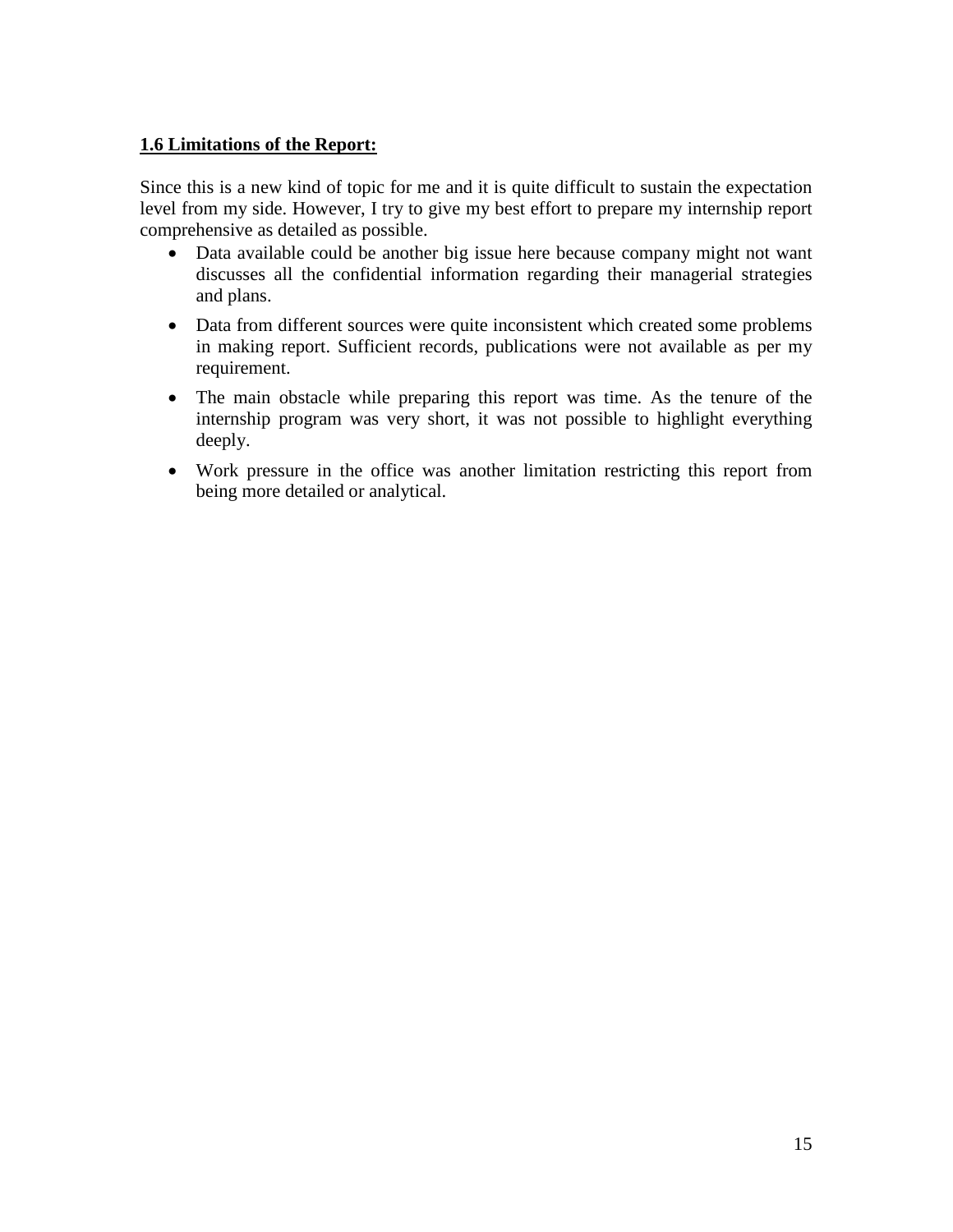**1.6 Limitations of the Report:**

Since this is a new kind of topic for me and it is quite difficult to sustain the expectation level from my side. However, I try to give my best effort to prepare my internship report comprehensive as detailed as possible.

- Data available could be another big issue here because company might not want discusses all the confidential information regarding their managerial strategies and plans.
- Data from different sources were quite inconsistent which created some problems in making report. Sufficient records, publications were not available as per my requirement.
- The main obstacle while preparing this report was time. As the tenure of the internship program was very short, it was not possible to highlight everything deeply.
- Work pressure in the office was another limitation restricting this report from being more detailed or analytical.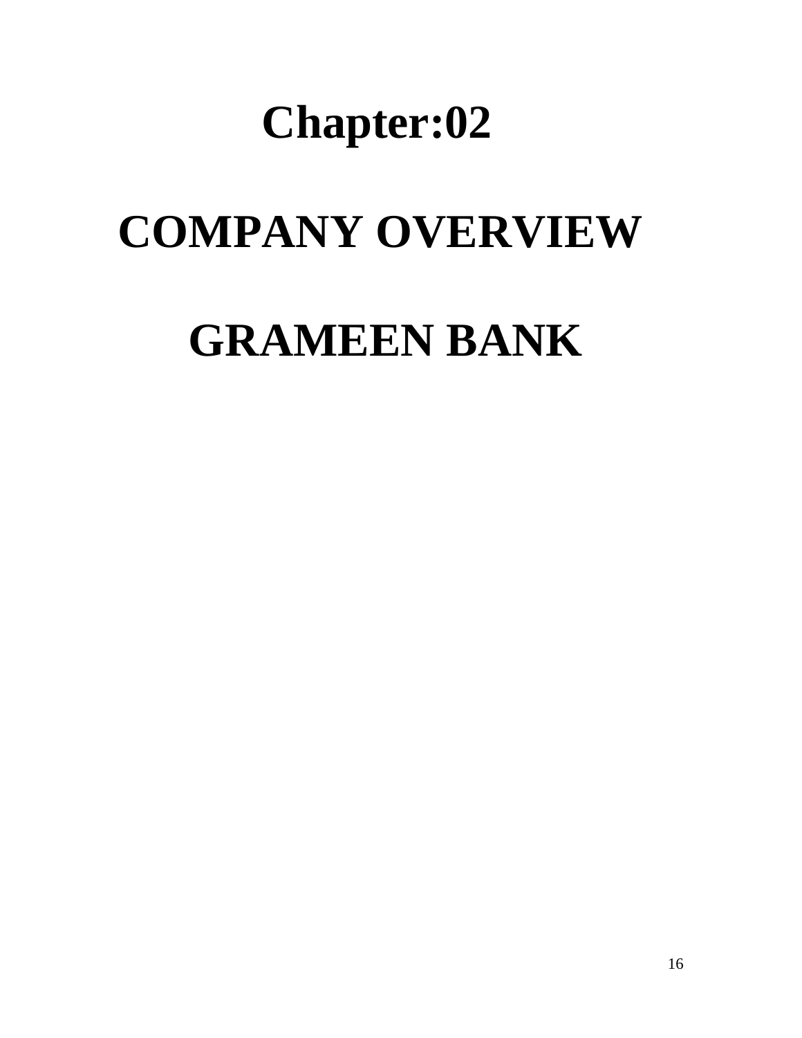# Chapter:02

# COMPANY OVERVIEW

# GRAMEEN BANK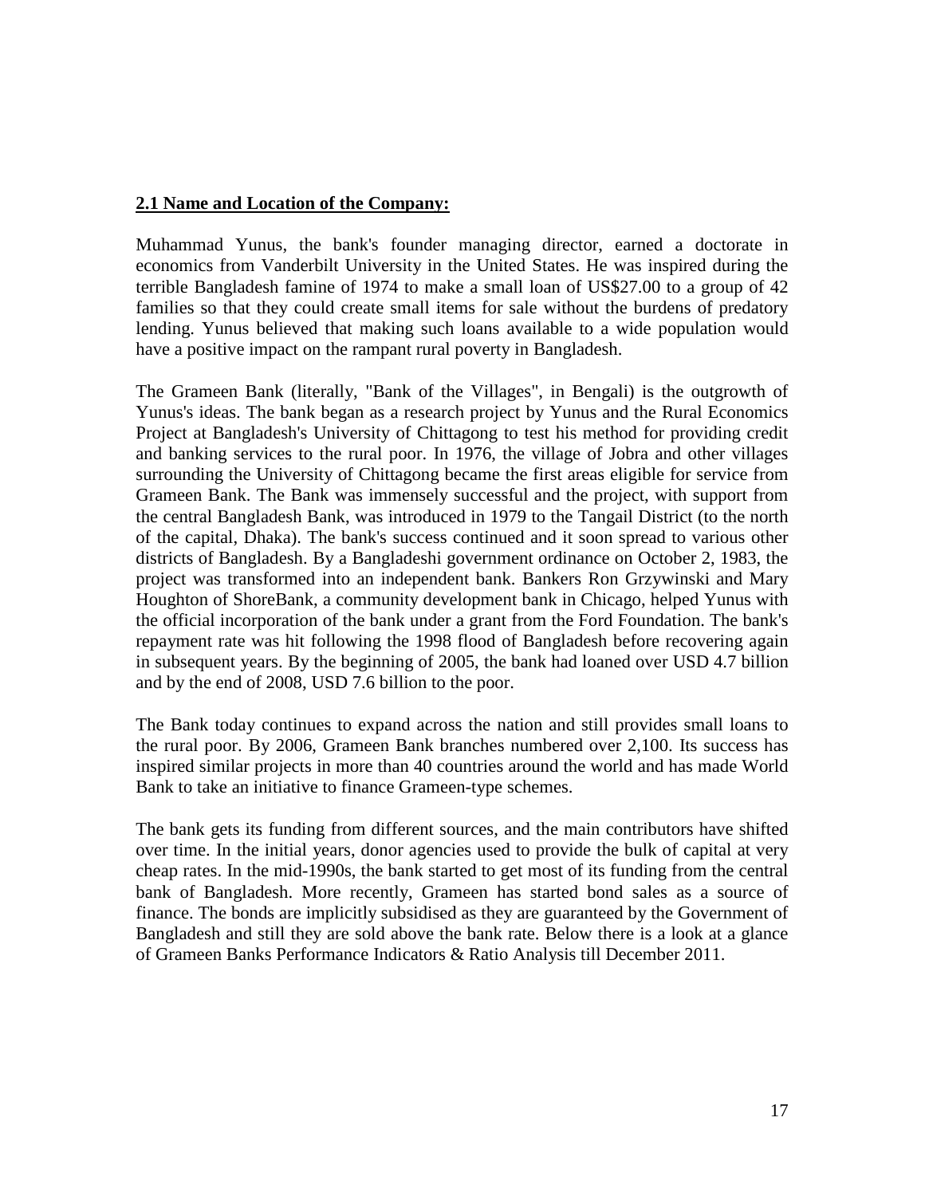## 2.1 Name and Location of the Company:

Muhammad Yunus, the bank's founder managing director, earned a doctorate in economics from Vanderbilt University in the United States. He was inspired during the terrible Bangladesh famine of 1974 to make a small loan of US$27.00 to a group of 42 families so that they could create small items for sale without the burdens of predatory lending. Yunus believed that making such loans available to a wide population would have a positive impact on the rampant rural poverty in Bangladesh.

The Grameen Bank (literally, "Bank of the Villages", in Bengali) is the outgrowth of Yunus's ideas. The bank began as a research project by Yunus and the Rural Economics Project at Bangladesh's University of Chittagong to test his method for providing credit and banking services to the rural poor. In 1976, the village of Jobra and other villages surrounding the University of Chittagong became the first areas eligible for service from Grameen Bank. The Bank was immensely successful and the project, with support from the central Bangladesh Bank, was introduced in 1979 to the Tangail District (to the north of the capital, Dhaka). The bank's success continued and it soon spread to various other districts of Bangladesh. By a Bangladeshi government ordinance on October 2, 1983, the project was transformed into an independent bank. Bankers Ron Grzywinski and Mary Houghton of ShoreBank, a community development bank in Chicago, helped Yunus with the official incorporation of the bank under a grant from the Ford Foundation. The bank's repayment rate was hit following the 1998 flood of Bangladesh before recovering again in subsequent years. By the beginning of 2005, the bank had loaned over USD 4.7 billion and by the end of 2008, USD 7.6 billion to the poor.

The Bank today continues to expand across the nation and still provides small loans to the rural poor. By 2006, Grameen Bank branches numbered over 2,100. Its success has inspired similar projects in more than 40 countries around the world and has made World Bank to take an initiative to finance Grameen-type schemes.

The bank gets its funding from different sources, and the main contributors have shifted over time. In the initial years, donor agencies used to provide the bulk of capital at very cheap rates. In the mid-1990s, the bank started to get most of its funding from the central bank of Bangladesh. More recently, Grameen has started bond sales as a source of finance. The bonds are implicitly subsidised as they are guaranteed by the Government of Bangladesh and still they are sold above the bank rate. Below there is a look at a glance of Grameen Banks Performance Indicators & Ratio Analysis till December 2011.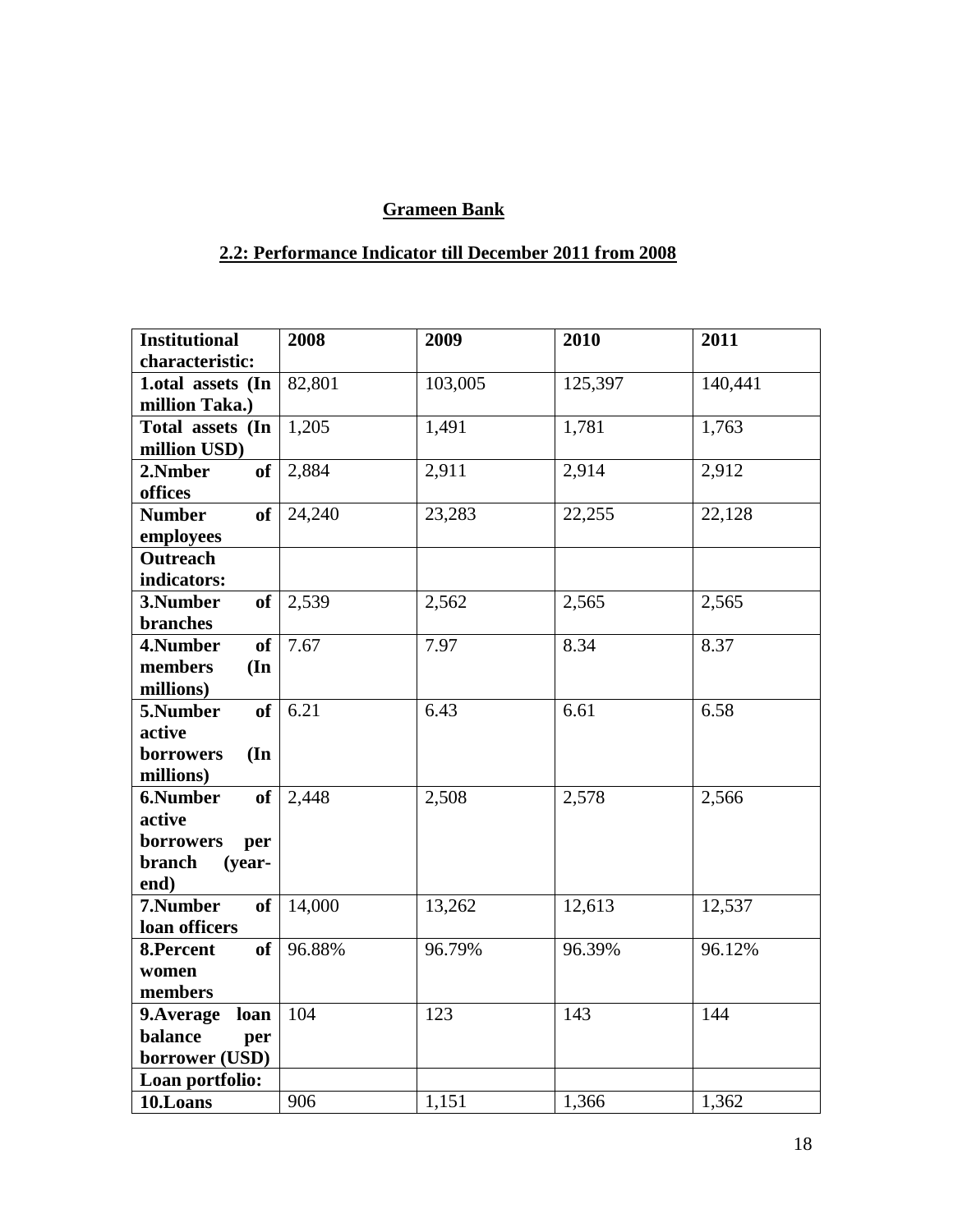## Grameen Bank

## 2.2: Performance Indicator till December 2011 from 2008

| Institutional characteristic: | 2008 | 2009 | 2010 | 2011 |
|---|---|---|---|---|
| 1.otal assets (In million Taka.) | 82,801 | 103,005 | 125,397 | 140,441 |
| Total assets (In million USD) | 1,205 | 1,491 | 1,781 | 1,763 |
| 2.Nmber of offices | 2,884 | 2,911 | 2,914 | 2,912 |
| Number of employees | 24,240 | 23,283 | 22,255 | 22,128 |
| Outreach indicators: | | | | |
| 3.Number of branches | 2,539 | 2,562 | 2,565 | 2,565 |
| 4.Number of members (In millions) | 7.67 | 7.97 | 8.34 | 8.37 |
| 5.Number of active borrowers (In millions) | 6.21 | 6.43 | 6.61 | 6.58 |
| 6.Number of active borrowers per branch (year-end) | 2,448 | 2,508 | 2,578 | 2,566 |
| 7.Number of loan officers | 14,000 | 13,262 | 12,613 | 12,537 |
| 8.Percent of women members | 96.88% | 96.79% | 96.39% | 96.12% |
| 9.Average loan balance per borrower (USD) | 104 | 123 | 143 | 144 |
| Loan portfolio: | | | | |
| 10.Loans | 906 | 1,151 | 1,366 | 1,362 |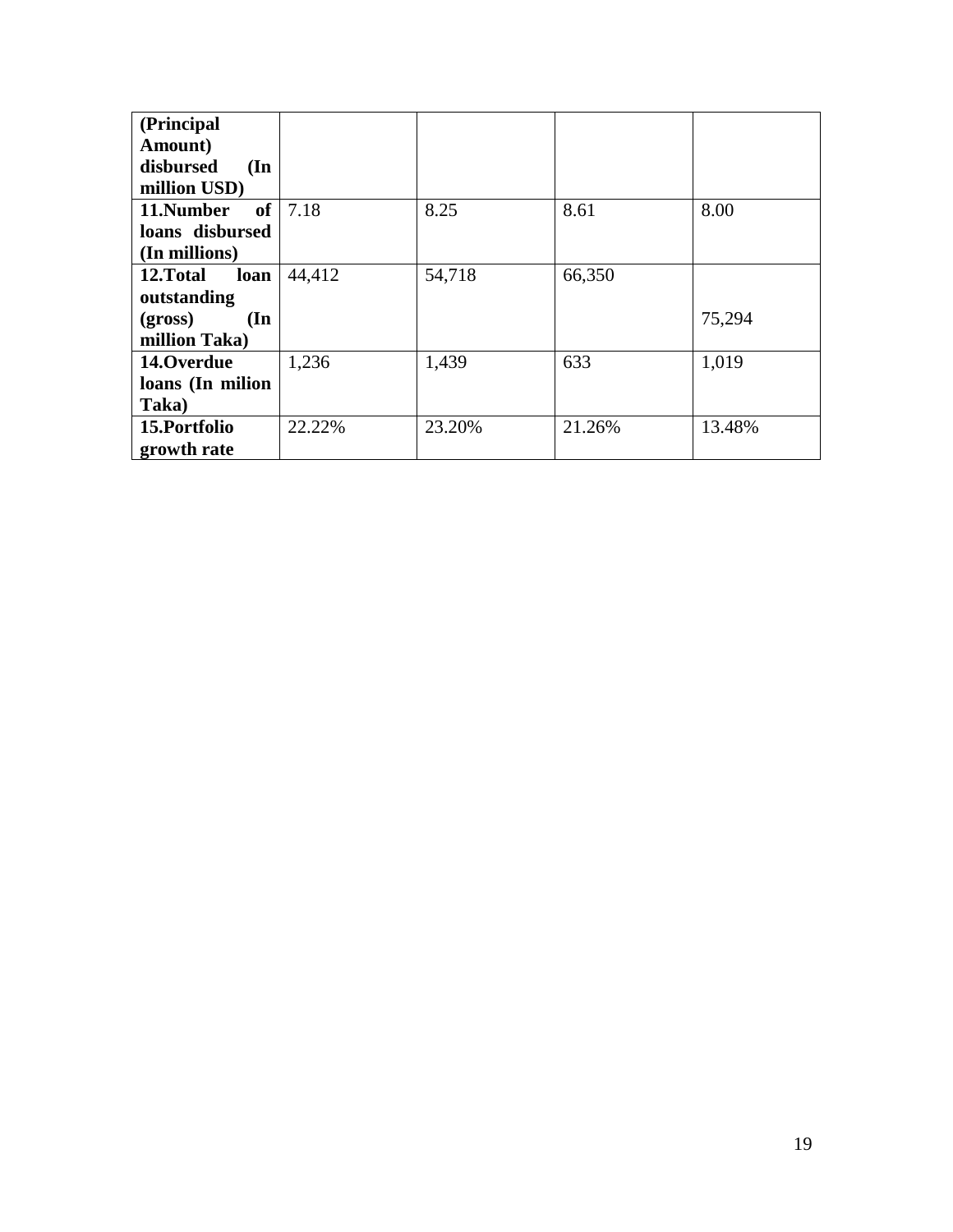| (Principal Amount) disbursed (In million USD) | | | | |
|---|---|---|---|---|
| **11.Number of loans disbursed (In millions)** | 7.18 | 8.25 | 8.61 | 8.00 |
| **12.Total loan outstanding (gross) (In million Taka)** | 44,412 | 54,718 | 66,350 | 75,294 |
| **14.Overdue loans (In milion Taka)** | 1,236 | 1,439 | 633 | 1,019 |
| **15.Portfolio growth rate** | 22.22% | 23.20% | 21.26% | 13.48% |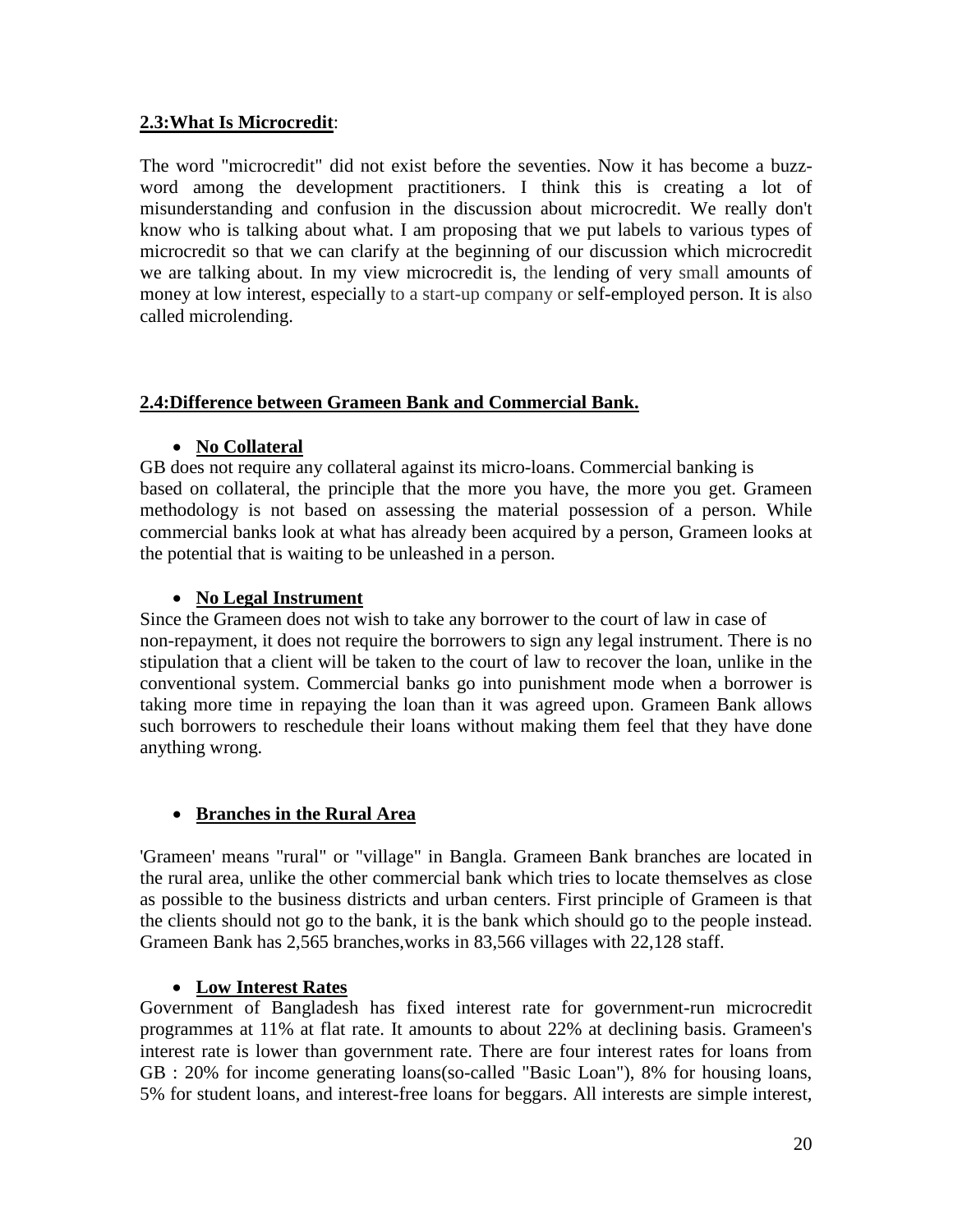## **2.3:What Is Microcredit**:

The word "microcredit" did not exist before the seventies. Now it has become a buzz-word among the development practitioners. I think this is creating a lot of misunderstanding and confusion in the discussion about microcredit. We really don't know who is talking about what. I am proposing that we put labels to various types of microcredit so that we can clarify at the beginning of our discussion which microcredit we are talking about. In my view microcredit is, the lending of very small amounts of money at low interest, especially to a start-up company or self-employed person. It is also called microlending.

## **2.4:Difference between Grameen Bank and Commercial Bank.**

- **No Collateral**

GB does not require any collateral against its micro-loans. Commercial banking is based on collateral, the principle that the more you have, the more you get. Grameen methodology is not based on assessing the material possession of a person. While commercial banks look at what has already been acquired by a person, Grameen looks at the potential that is waiting to be unleashed in a person.

- **No Legal Instrument**

Since the Grameen does not wish to take any borrower to the court of law in case of non-repayment, it does not require the borrowers to sign any legal instrument. There is no stipulation that a client will be taken to the court of law to recover the loan, unlike in the conventional system. Commercial banks go into punishment mode when a borrower is taking more time in repaying the loan than it was agreed upon. Grameen Bank allows such borrowers to reschedule their loans without making them feel that they have done anything wrong.

- **Branches in the Rural Area**

'Grameen' means "rural" or "village" in Bangla. Grameen Bank branches are located in the rural area, unlike the other commercial bank which tries to locate themselves as close as possible to the business districts and urban centers. First principle of Grameen is that the clients should not go to the bank, it is the bank which should go to the people instead. Grameen Bank has 2,565 branches,works in 83,566 villages with 22,128 staff.

- **Low Interest Rates**

Government of Bangladesh has fixed interest rate for government-run microcredit programmes at 11% at flat rate. It amounts to about 22% at declining basis. Grameen's interest rate is lower than government rate. There are four interest rates for loans from GB : 20% for income generating loans(so-called "Basic Loan"), 8% for housing loans, 5% for student loans, and interest-free loans for beggars. All interests are simple interest,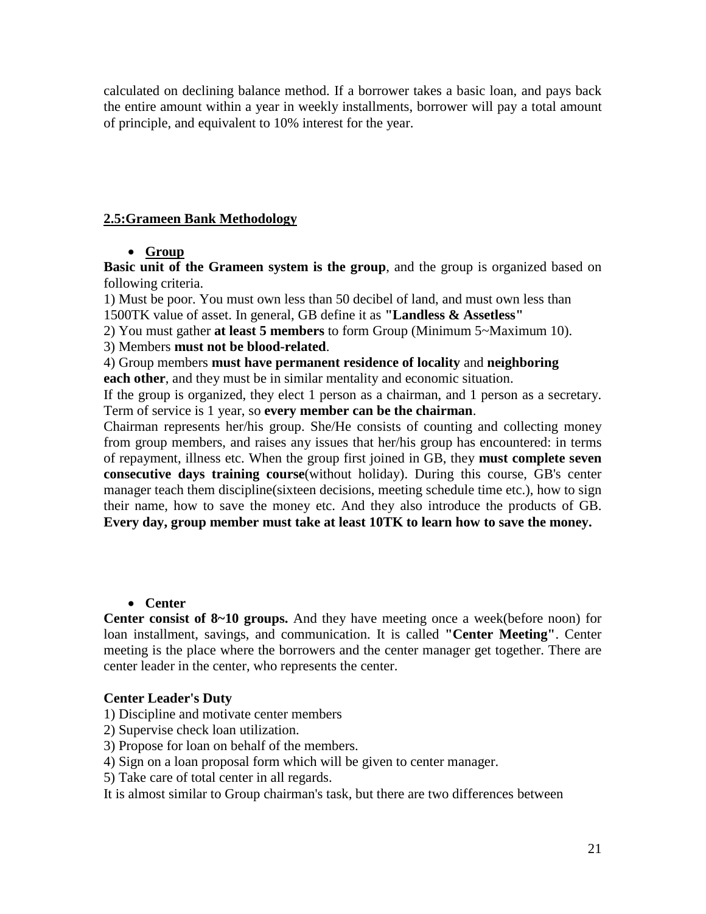calculated on declining balance method. If a borrower takes a basic loan, and pays back the entire amount within a year in weekly installments, borrower will pay a total amount of principle, and equivalent to 10% interest for the year.

## 2.5:Grameen Bank Methodology

- **Group**

**Basic unit of the Grameen system is the group**, and the group is organized based on following criteria.

1) Must be poor. You must own less than 50 decibel of land, and must own less than 1500TK value of asset. In general, GB define it as **"Landless & Assetless"**
2) You must gather **at least 5 members** to form Group (Minimum 5~Maximum 10).
3) Members **must not be blood-related**.
4) Group members **must have permanent residence of locality** and **neighboring each other**, and they must be in similar mentality and economic situation.

If the group is organized, they elect 1 person as a chairman, and 1 person as a secretary. Term of service is 1 year, so **every member can be the chairman**.

Chairman represents her/his group. She/He consists of counting and collecting money from group members, and raises any issues that her/his group has encountered: in terms of repayment, illness etc. When the group first joined in GB, they **must complete seven consecutive days training course**(without holiday). During this course, GB's center manager teach them discipline(sixteen decisions, meeting schedule time etc.), how to sign their name, how to save the money etc. And they also introduce the products of GB. **Every day, group member must take at least 10TK to learn how to save the money.**

- **Center**

**Center consist of 8~10 groups.** And they have meeting once a week(before noon) for loan installment, savings, and communication. It is called **"Center Meeting"**. Center meeting is the place where the borrowers and the center manager get together. There are center leader in the center, who represents the center.

**Center Leader's Duty**

1) Discipline and motivate center members
2) Supervise check loan utilization.
3) Propose for loan on behalf of the members.
4) Sign on a loan proposal form which will be given to center manager.
5) Take care of total center in all regards.

It is almost similar to Group chairman's task, but there are two differences between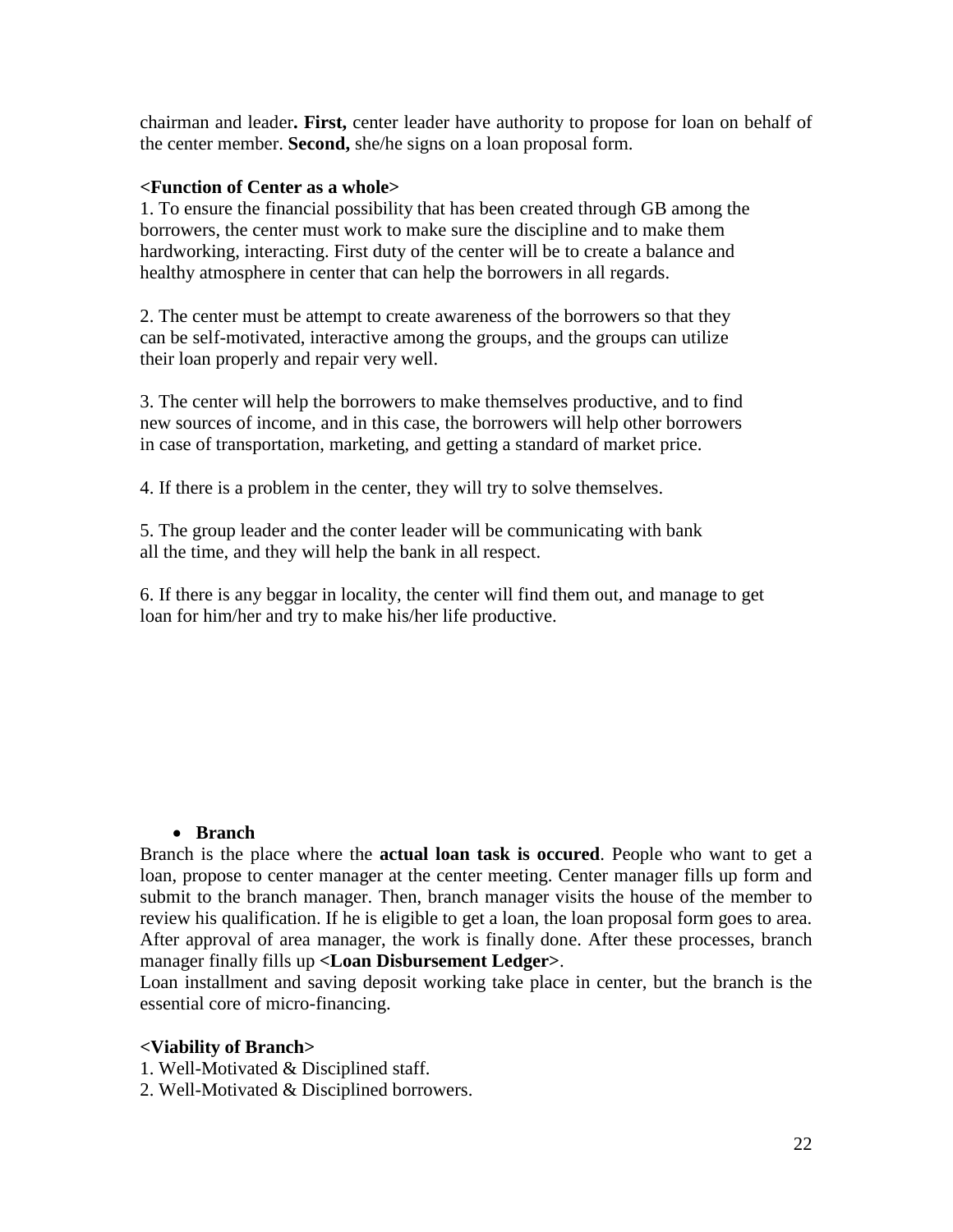chairman and leader**. First,** center leader have authority to propose for loan on behalf of the center member. **Second,** she/he signs on a loan proposal form.

**<Function of Center as a whole>**

1. To ensure the financial possibility that has been created through GB among the borrowers, the center must work to make sure the discipline and to make them hardworking, interacting. First duty of the center will be to create a balance and healthy atmosphere in center that can help the borrowers in all regards.

2. The center must be attempt to create awareness of the borrowers so that they can be self-motivated, interactive among the groups, and the groups can utilize their loan properly and repair very well.

3. The center will help the borrowers to make themselves productive, and to find new sources of income, and in this case, the borrowers will help other borrowers in case of transportation, marketing, and getting a standard of market price.

4. If there is a problem in the center, they will try to solve themselves.

5. The group leader and the conter leader will be communicating with bank all the time, and they will help the bank in all respect.

6. If there is any beggar in locality, the center will find them out, and manage to get loan for him/her and try to make his/her life productive.

- **Branch**

Branch is the place where the **actual loan task is occured**. People who want to get a loan, propose to center manager at the center meeting. Center manager fills up form and submit to the branch manager. Then, branch manager visits the house of the member to review his qualification. If he is eligible to get a loan, the loan proposal form goes to area. After approval of area manager, the work is finally done. After these processes, branch manager finally fills up **<Loan Disbursement Ledger>**.

Loan installment and saving deposit working take place in center, but the branch is the essential core of micro-financing.

**<Viability of Branch>**

1. Well-Motivated & Disciplined staff.
2. Well-Motivated & Disciplined borrowers.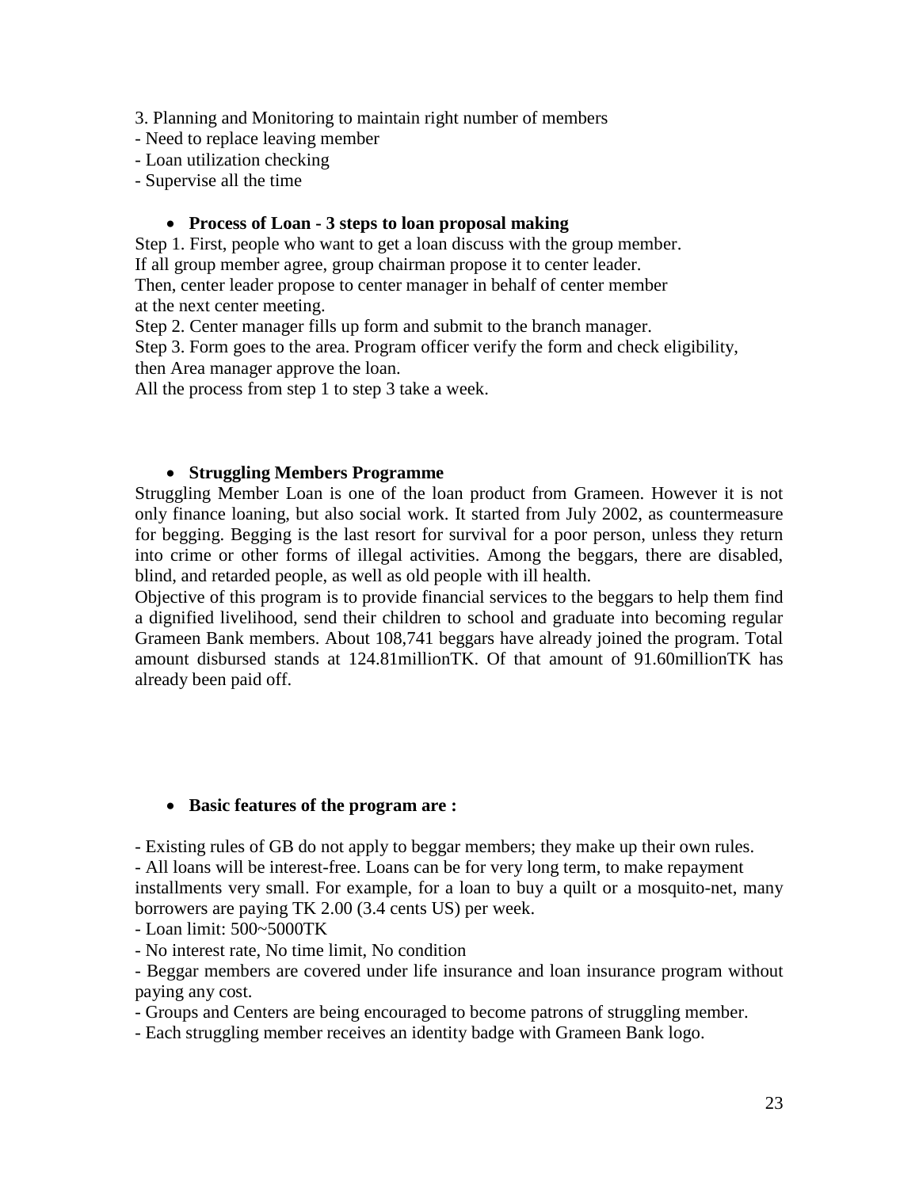3. Planning and Monitoring to maintain right number of members
- Need to replace leaving member
- Loan utilization checking
- Supervise all the time

- **Process of Loan - 3 steps to loan proposal making**

Step 1. First, people who want to get a loan discuss with the group member.
If all group member agree, group chairman propose it to center leader.
Then, center leader propose to center manager in behalf of center member at the next center meeting.
Step 2. Center manager fills up form and submit to the branch manager.
Step 3. Form goes to the area. Program officer verify the form and check eligibility, then Area manager approve the loan.
All the process from step 1 to step 3 take a week.

- **Struggling Members Programme**

Struggling Member Loan is one of the loan product from Grameen. However it is not only finance loaning, but also social work. It started from July 2002, as countermeasure for begging. Begging is the last resort for survival for a poor person, unless they return into crime or other forms of illegal activities. Among the beggars, there are disabled, blind, and retarded people, as well as old people with ill health.
Objective of this program is to provide financial services to the beggars to help them find a dignified livelihood, send their children to school and graduate into becoming regular Grameen Bank members. About 108,741 beggars have already joined the program. Total amount disbursed stands at 124.81millionTK. Of that amount of 91.60millionTK has already been paid off.

- **Basic features of the program are :**

- Existing rules of GB do not apply to beggar members; they make up their own rules.
- All loans will be interest-free. Loans can be for very long term, to make repayment installments very small. For example, for a loan to buy a quilt or a mosquito-net, many borrowers are paying TK 2.00 (3.4 cents US) per week.
- Loan limit: 500~5000TK
- No interest rate, No time limit, No condition
- Beggar members are covered under life insurance and loan insurance program without paying any cost.
- Groups and Centers are being encouraged to become patrons of struggling member.
- Each struggling member receives an identity badge with Grameen Bank logo.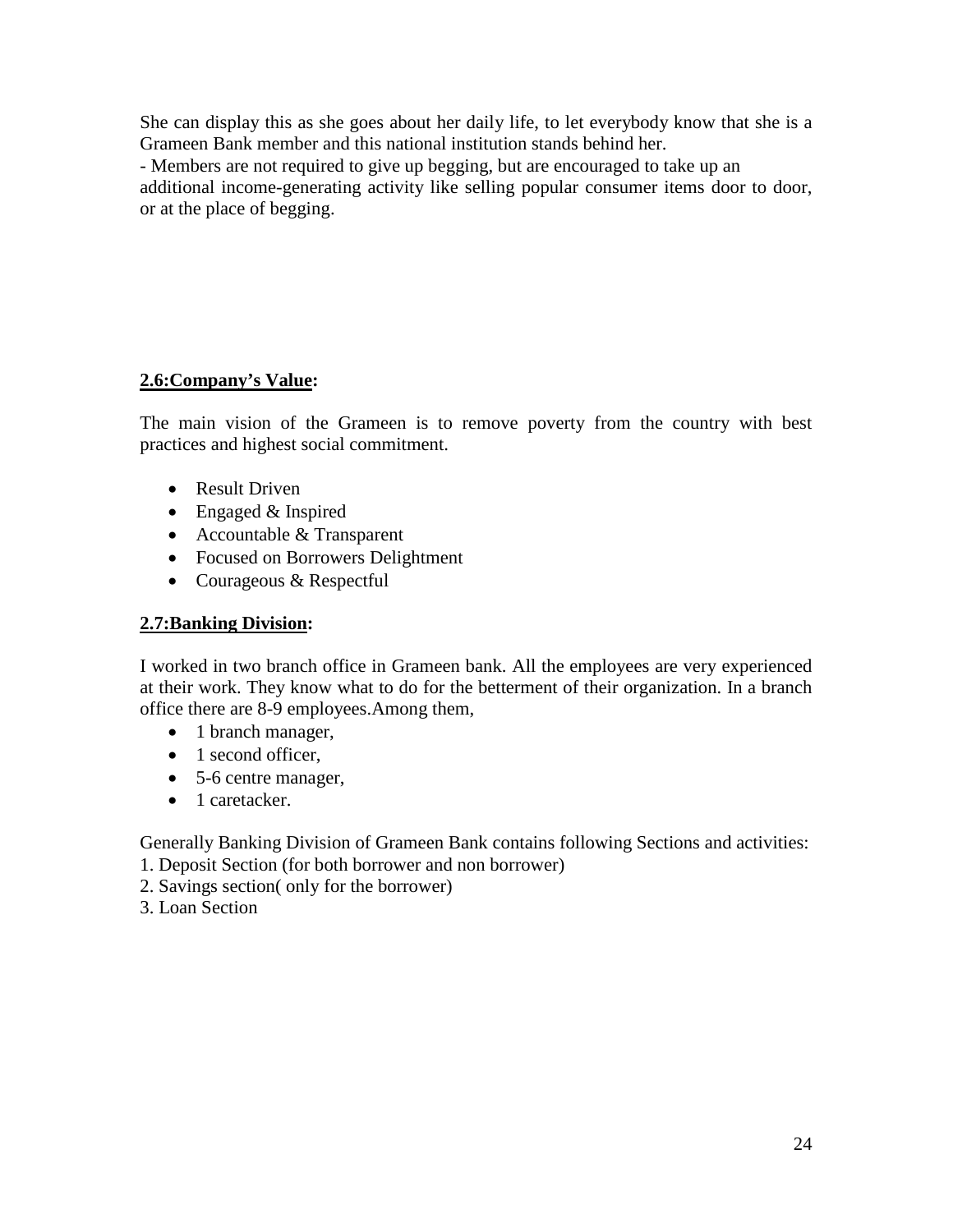She can display this as she goes about her daily life, to let everybody know that she is a Grameen Bank member and this national institution stands behind her.

- Members are not required to give up begging, but are encouraged to take up an additional income-generating activity like selling popular consumer items door to door, or at the place of begging.

## 2.6:Company's Value:

The main vision of the Grameen is to remove poverty from the country with best practices and highest social commitment.

- Result Driven
- Engaged & Inspired
- Accountable & Transparent
- Focused on Borrowers Delightment
- Courageous & Respectful

## 2.7:Banking Division:

I worked in two branch office in Grameen bank. All the employees are very experienced at their work. They know what to do for the betterment of their organization. In a branch office there are 8-9 employees.Among them,

- 1 branch manager,
- 1 second officer,
- 5-6 centre manager,
- 1 caretacker.

Generally Banking Division of Grameen Bank contains following Sections and activities:

1. Deposit Section (for both borrower and non borrower)
2. Savings section( only for the borrower)
3. Loan Section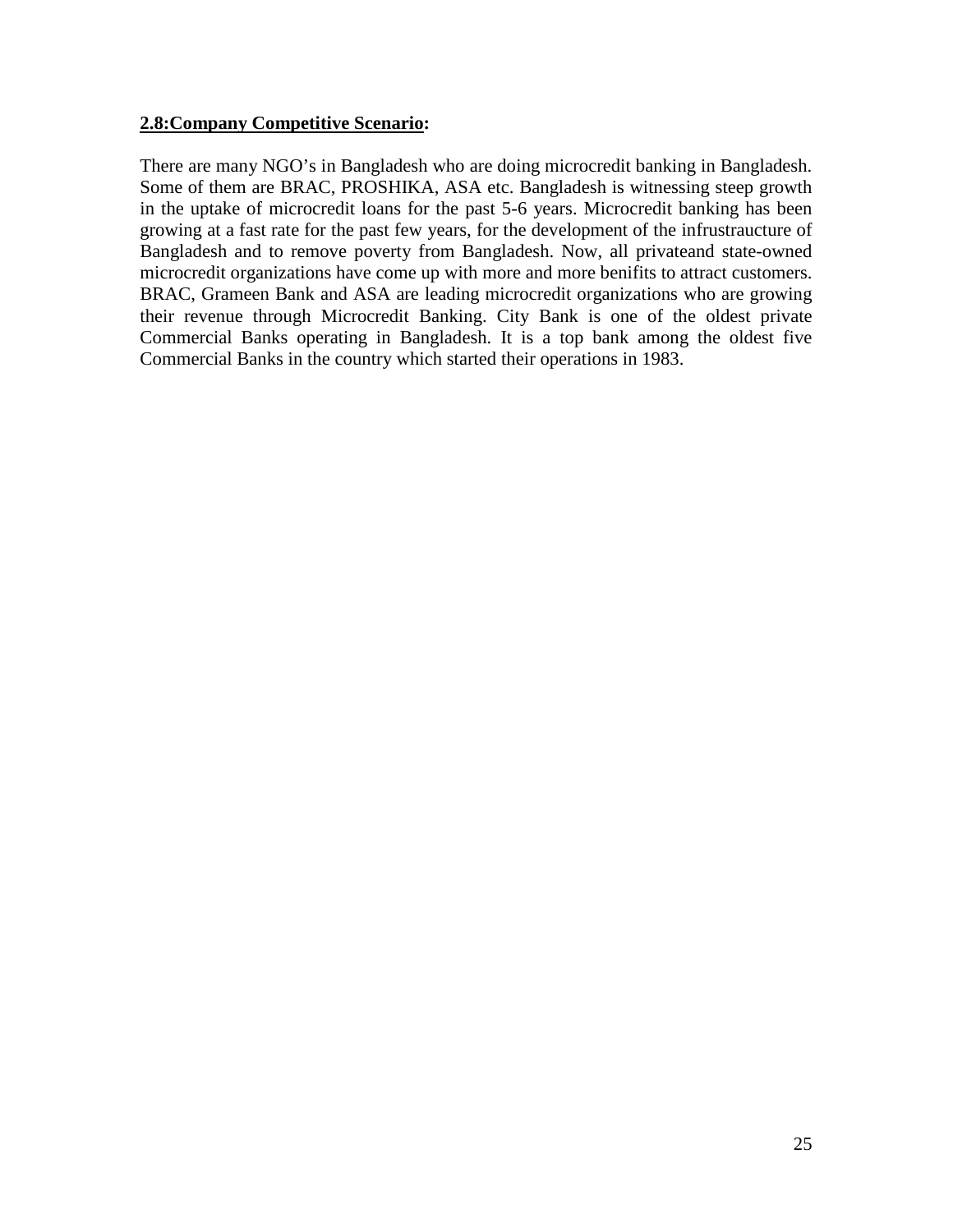## **2.8:Company Competitive Scenario:**

There are many NGO's in Bangladesh who are doing microcredit banking in Bangladesh. Some of them are BRAC, PROSHIKA, ASA etc. Bangladesh is witnessing steep growth in the uptake of microcredit loans for the past 5-6 years. Microcredit banking has been growing at a fast rate for the past few years, for the development of the infrustraucture of Bangladesh and to remove poverty from Bangladesh. Now, all privateand state-owned microcredit organizations have come up with more and more benifits to attract customers. BRAC, Grameen Bank and ASA are leading microcredit organizations who are growing their revenue through Microcredit Banking. City Bank is one of the oldest private Commercial Banks operating in Bangladesh. It is a top bank among the oldest five Commercial Banks in the country which started their operations in 1983.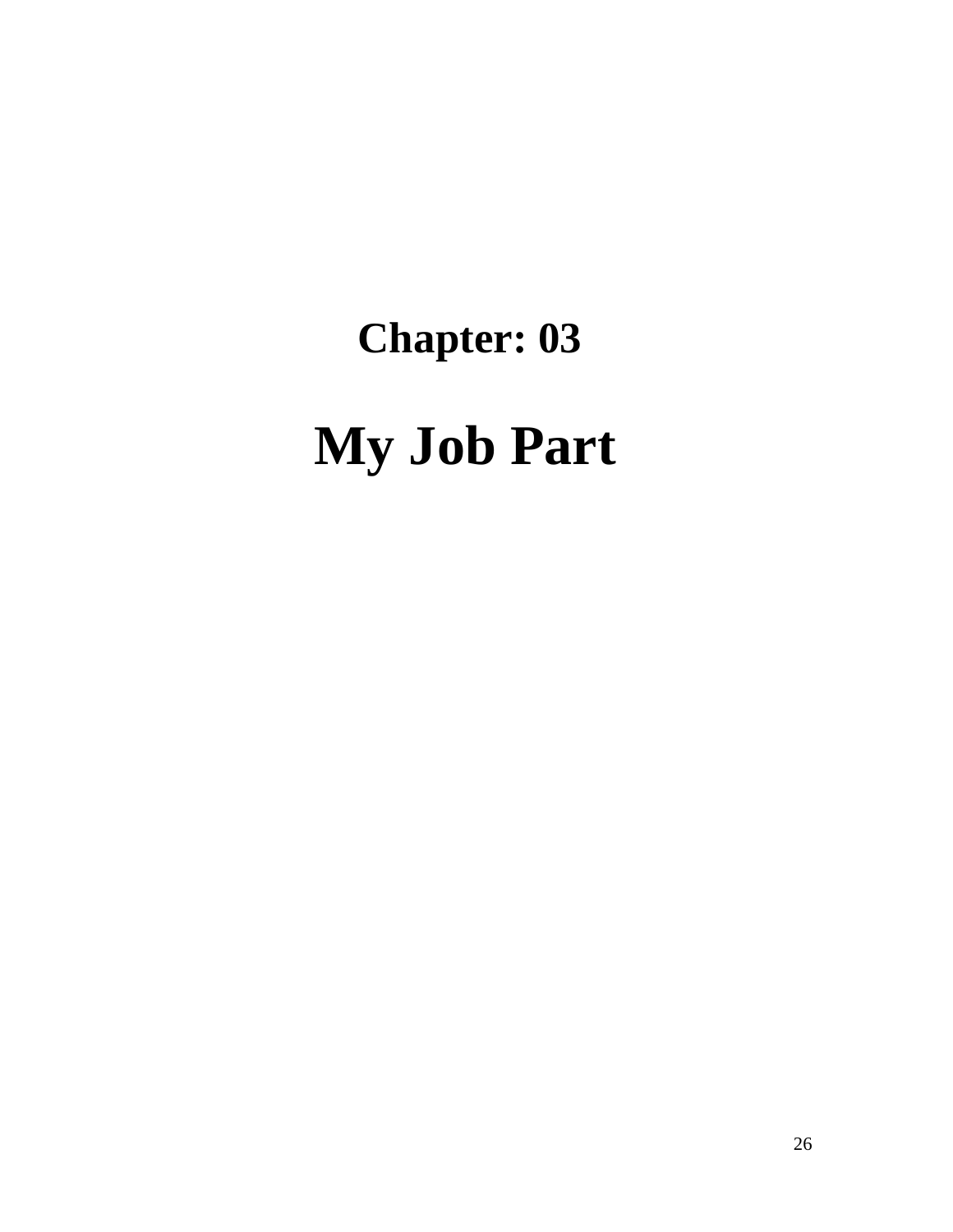# Chapter: 03

# My Job Part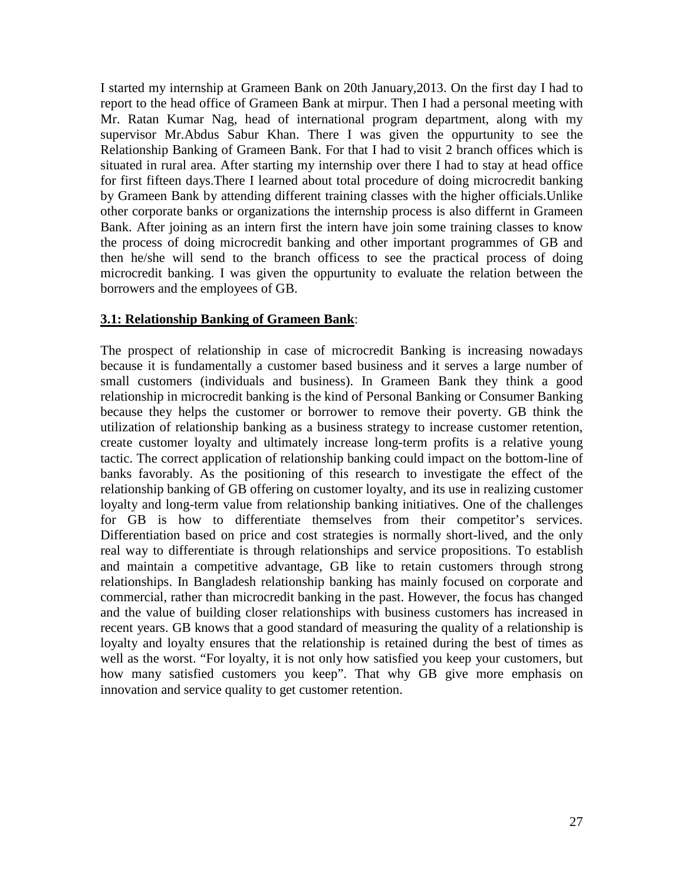I started my internship at Grameen Bank on 20th January,2013. On the first day I had to report to the head office of Grameen Bank at mirpur. Then I had a personal meeting with Mr. Ratan Kumar Nag, head of international program department, along with my supervisor Mr.Abdus Sabur Khan. There I was given the oppurtunity to see the Relationship Banking of Grameen Bank. For that I had to visit 2 branch offices which is situated in rural area. After starting my internship over there I had to stay at head office for first fifteen days.There I learned about total procedure of doing microcredit banking by Grameen Bank by attending different training classes with the higher officials.Unlike other corporate banks or organizations the internship process is also differnt in Grameen Bank. After joining as an intern first the intern have join some training classes to know the process of doing microcredit banking and other important programmes of GB and then he/she will send to the branch officess to see the practical process of doing microcredit banking. I was given the oppurtunity to evaluate the relation between the borrowers and the employees of GB.

### **3.1: Relationship Banking of Grameen Bank**:

The prospect of relationship in case of microcredit Banking is increasing nowadays because it is fundamentally a customer based business and it serves a large number of small customers (individuals and business). In Grameen Bank they think a good relationship in microcredit banking is the kind of Personal Banking or Consumer Banking because they helps the customer or borrower to remove their poverty. GB think the utilization of relationship banking as a business strategy to increase customer retention, create customer loyalty and ultimately increase long-term profits is a relative young tactic. The correct application of relationship banking could impact on the bottom-line of banks favorably. As the positioning of this research to investigate the effect of the relationship banking of GB offering on customer loyalty, and its use in realizing customer loyalty and long-term value from relationship banking initiatives. One of the challenges for GB is how to differentiate themselves from their competitor's services. Differentiation based on price and cost strategies is normally short-lived, and the only real way to differentiate is through relationships and service propositions. To establish and maintain a competitive advantage, GB like to retain customers through strong relationships. In Bangladesh relationship banking has mainly focused on corporate and commercial, rather than microcredit banking in the past. However, the focus has changed and the value of building closer relationships with business customers has increased in recent years. GB knows that a good standard of measuring the quality of a relationship is loyalty and loyalty ensures that the relationship is retained during the best of times as well as the worst. "For loyalty, it is not only how satisfied you keep your customers, but how many satisfied customers you keep". That why GB give more emphasis on innovation and service quality to get customer retention.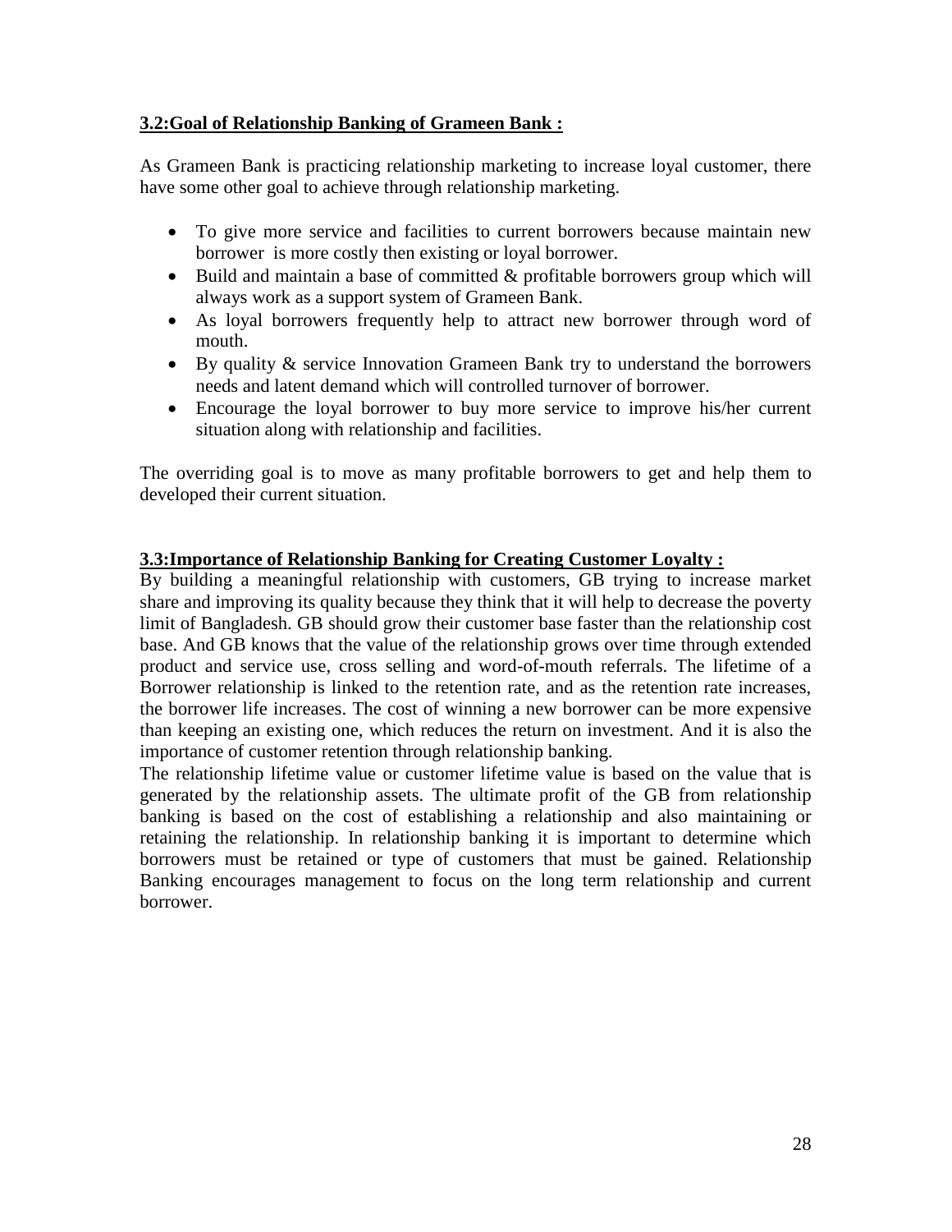### 3.2:Goal of Relationship Banking of Grameen Bank :

As Grameen Bank is practicing relationship marketing to increase loyal customer, there have some other goal to achieve through relationship marketing.

- To give more service and facilities to current borrowers because maintain new borrower is more costly then existing or loyal borrower.
- Build and maintain a base of committed & profitable borrowers group which will always work as a support system of Grameen Bank.
- As loyal borrowers frequently help to attract new borrower through word of mouth.
- By quality & service Innovation Grameen Bank try to understand the borrowers needs and latent demand which will controlled turnover of borrower.
- Encourage the loyal borrower to buy more service to improve his/her current situation along with relationship and facilities.

The overriding goal is to move as many profitable borrowers to get and help them to developed their current situation.

### 3.3:Importance of Relationship Banking for Creating Customer Loyalty :

By building a meaningful relationship with customers, GB trying to increase market share and improving its quality because they think that it will help to decrease the poverty limit of Bangladesh. GB should grow their customer base faster than the relationship cost base. And GB knows that the value of the relationship grows over time through extended product and service use, cross selling and word-of-mouth referrals. The lifetime of a Borrower relationship is linked to the retention rate, and as the retention rate increases, the borrower life increases. The cost of winning a new borrower can be more expensive than keeping an existing one, which reduces the return on investment. And it is also the importance of customer retention through relationship banking.

The relationship lifetime value or customer lifetime value is based on the value that is generated by the relationship assets. The ultimate profit of the GB from relationship banking is based on the cost of establishing a relationship and also maintaining or retaining the relationship. In relationship banking it is important to determine which borrowers must be retained or type of customers that must be gained. Relationship Banking encourages management to focus on the long term relationship and current borrower.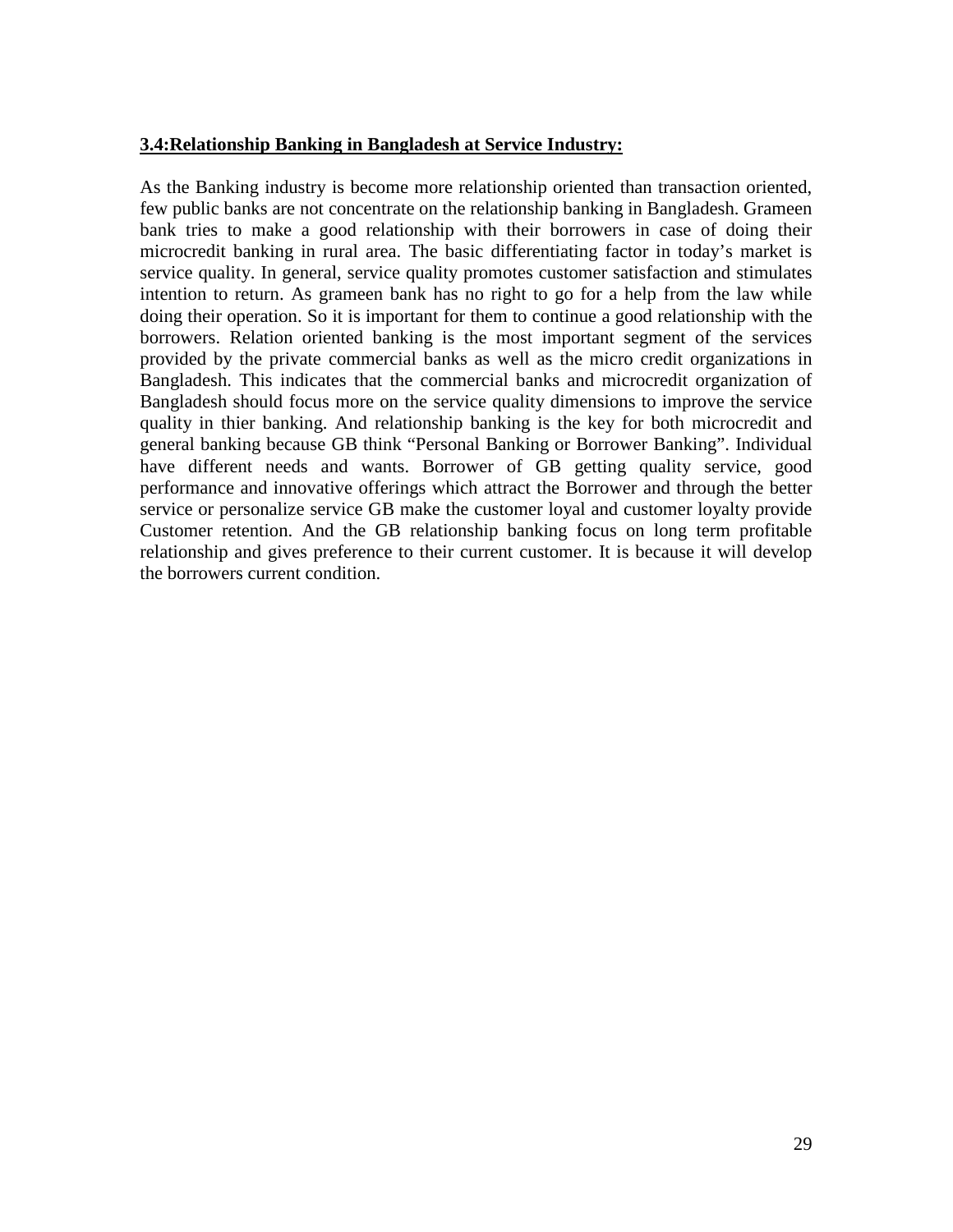### 3.4:Relationship Banking in Bangladesh at Service Industry:

As the Banking industry is become more relationship oriented than transaction oriented, few public banks are not concentrate on the relationship banking in Bangladesh. Grameen bank tries to make a good relationship with their borrowers in case of doing their microcredit banking in rural area. The basic differentiating factor in today's market is service quality. In general, service quality promotes customer satisfaction and stimulates intention to return. As grameen bank has no right to go for a help from the law while doing their operation. So it is important for them to continue a good relationship with the borrowers. Relation oriented banking is the most important segment of the services provided by the private commercial banks as well as the micro credit organizations in Bangladesh. This indicates that the commercial banks and microcredit organization of Bangladesh should focus more on the service quality dimensions to improve the service quality in thier banking. And relationship banking is the key for both microcredit and general banking because GB think "Personal Banking or Borrower Banking". Individual have different needs and wants. Borrower of GB getting quality service, good performance and innovative offerings which attract the Borrower and through the better service or personalize service GB make the customer loyal and customer loyalty provide Customer retention. And the GB relationship banking focus on long term profitable relationship and gives preference to their current customer. It is because it will develop the borrowers current condition.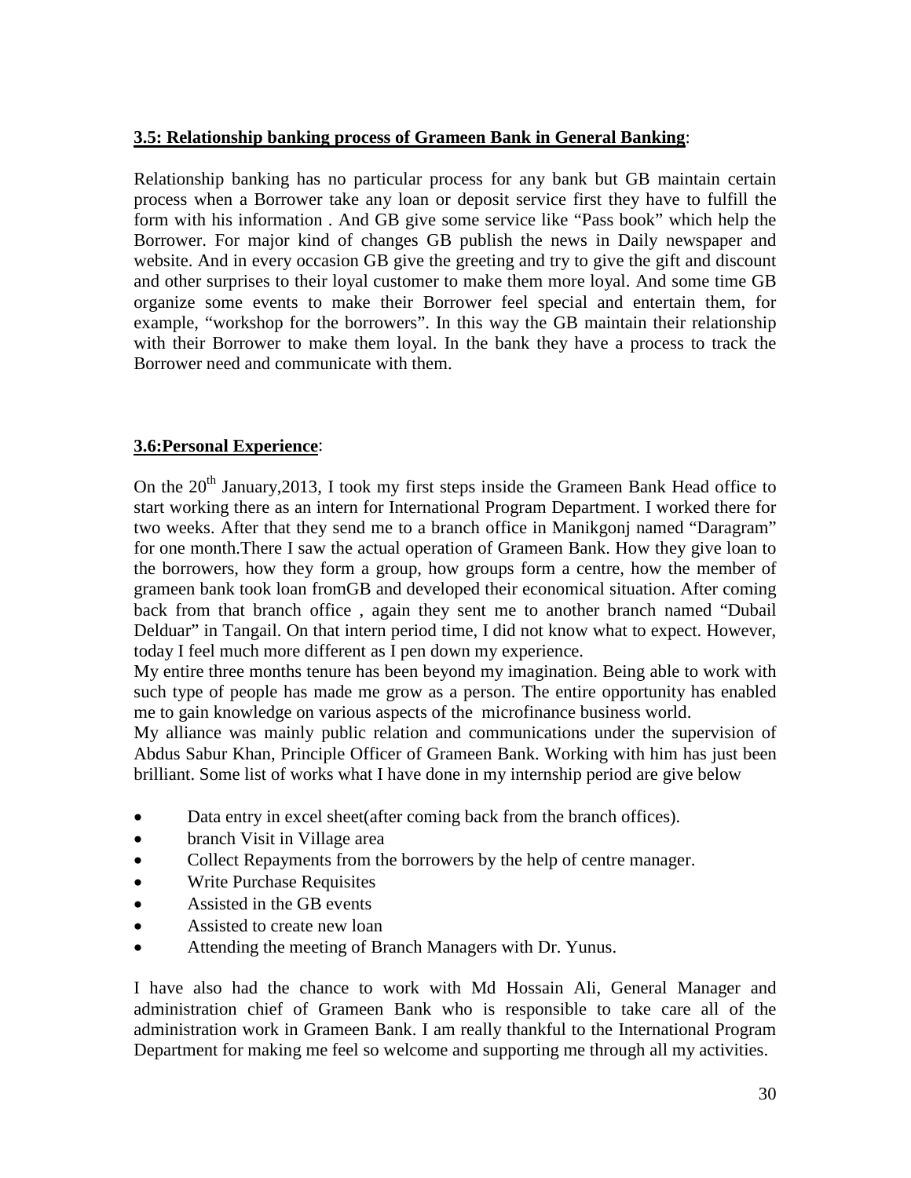**3.5: Relationship banking process of Grameen Bank in General Banking**:

Relationship banking has no particular process for any bank but GB maintain certain process when a Borrower take any loan or deposit service first they have to fulfill the form with his information . And GB give some service like "Pass book" which help the Borrower. For major kind of changes GB publish the news in Daily newspaper and website. And in every occasion GB give the greeting and try to give the gift and discount and other surprises to their loyal customer to make them more loyal. And some time GB organize some events to make their Borrower feel special and entertain them, for example, "workshop for the borrowers". In this way the GB maintain their relationship with their Borrower to make them loyal. In the bank they have a process to track the Borrower need and communicate with them.

**3.6:Personal Experience**:

On the 20th January,2013, I took my first steps inside the Grameen Bank Head office to start working there as an intern for International Program Department. I worked there for two weeks. After that they send me to a branch office in Manikgonj named "Daragram" for one month.There I saw the actual operation of Grameen Bank. How they give loan to the borrowers, how they form a group, how groups form a centre, how the member of grameen bank took loan fromGB and developed their economical situation. After coming back from that branch office , again they sent me to another branch named "Dubail Delduar" in Tangail. On that intern period time, I did not know what to expect. However, today I feel much more different as I pen down my experience.

My entire three months tenure has been beyond my imagination. Being able to work with such type of people has made me grow as a person. The entire opportunity has enabled me to gain knowledge on various aspects of the microfinance business world.

My alliance was mainly public relation and communications under the supervision of Abdus Sabur Khan, Principle Officer of Grameen Bank. Working with him has just been brilliant. Some list of works what I have done in my internship period are give below

- Data entry in excel sheet(after coming back from the branch offices).
- branch Visit in Village area
- Collect Repayments from the borrowers by the help of centre manager.
- Write Purchase Requisites
- Assisted in the GB events
- Assisted to create new loan
- Attending the meeting of Branch Managers with Dr. Yunus.

I have also had the chance to work with Md Hossain Ali, General Manager and administration chief of Grameen Bank who is responsible to take care all of the administration work in Grameen Bank. I am really thankful to the International Program Department for making me feel so welcome and supporting me through all my activities.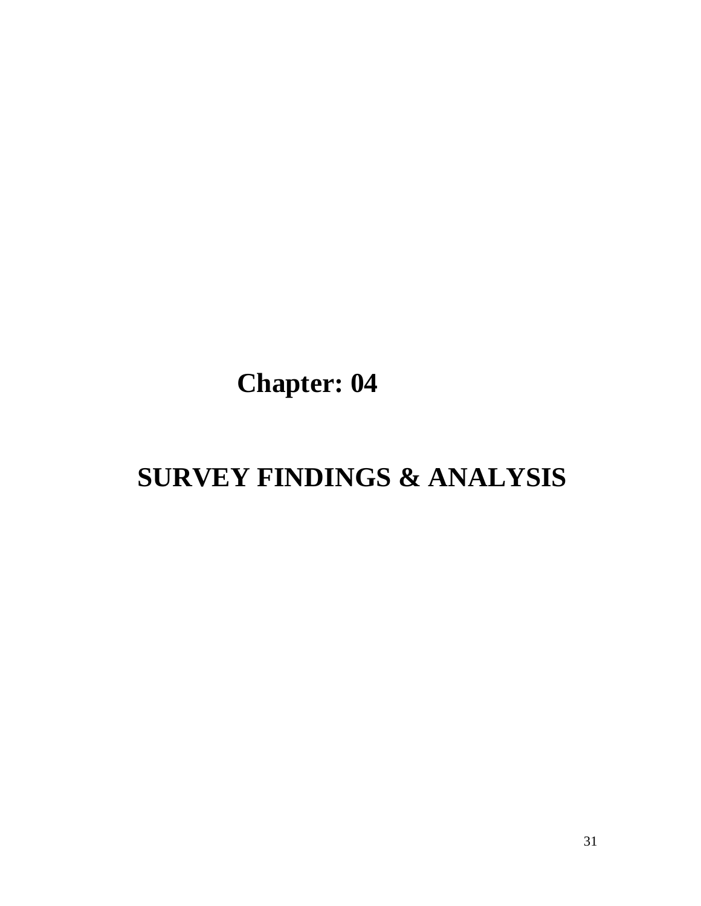# Chapter: 04

# SURVEY FINDINGS & ANALYSIS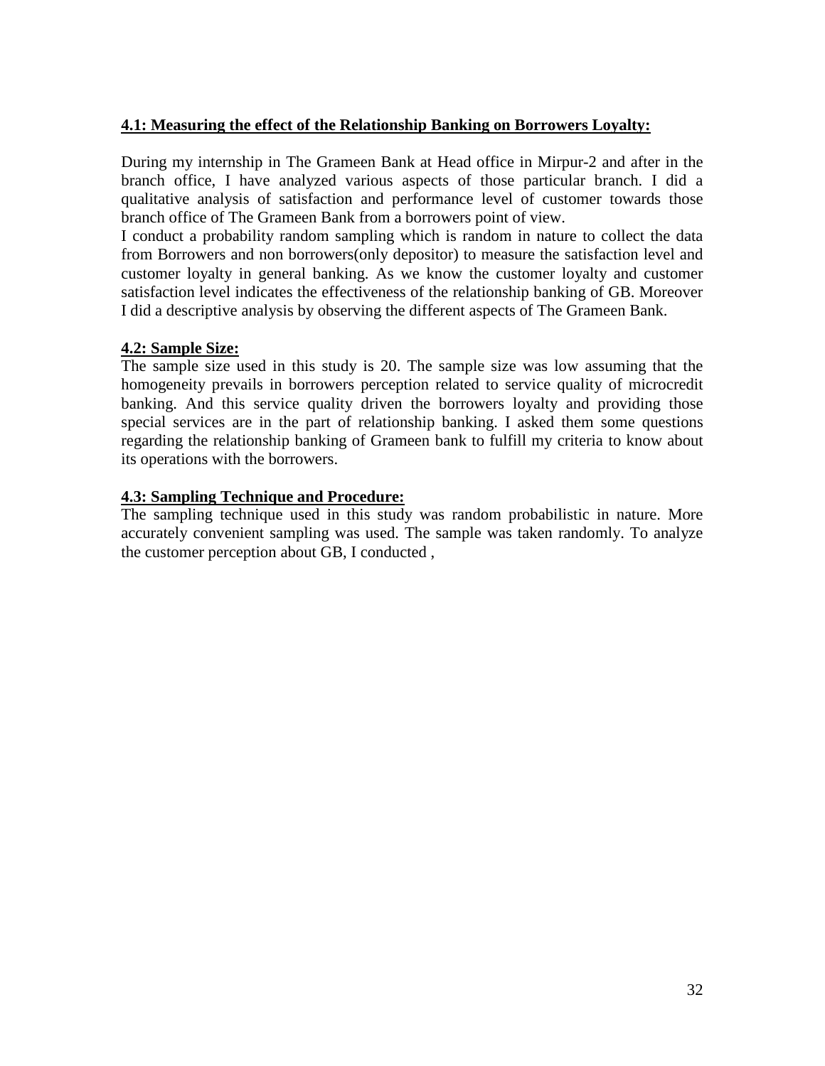### **4.1: Measuring the effect of the Relationship Banking on Borrowers Loyalty:**

During my internship in The Grameen Bank at Head office in Mirpur-2 and after in the branch office, I have analyzed various aspects of those particular branch. I did a qualitative analysis of satisfaction and performance level of customer towards those branch office of The Grameen Bank from a borrowers point of view.

I conduct a probability random sampling which is random in nature to collect the data from Borrowers and non borrowers(only depositor) to measure the satisfaction level and customer loyalty in general banking. As we know the customer loyalty and customer satisfaction level indicates the effectiveness of the relationship banking of GB. Moreover I did a descriptive analysis by observing the different aspects of The Grameen Bank.

### **4.2: Sample Size:**

The sample size used in this study is 20. The sample size was low assuming that the homogeneity prevails in borrowers perception related to service quality of microcredit banking. And this service quality driven the borrowers loyalty and providing those special services are in the part of relationship banking. I asked them some questions regarding the relationship banking of Grameen bank to fulfill my criteria to know about its operations with the borrowers.

### **4.3: Sampling Technique and Procedure:**

The sampling technique used in this study was random probabilistic in nature. More accurately convenient sampling was used. The sample was taken randomly. To analyze the customer perception about GB, I conducted ,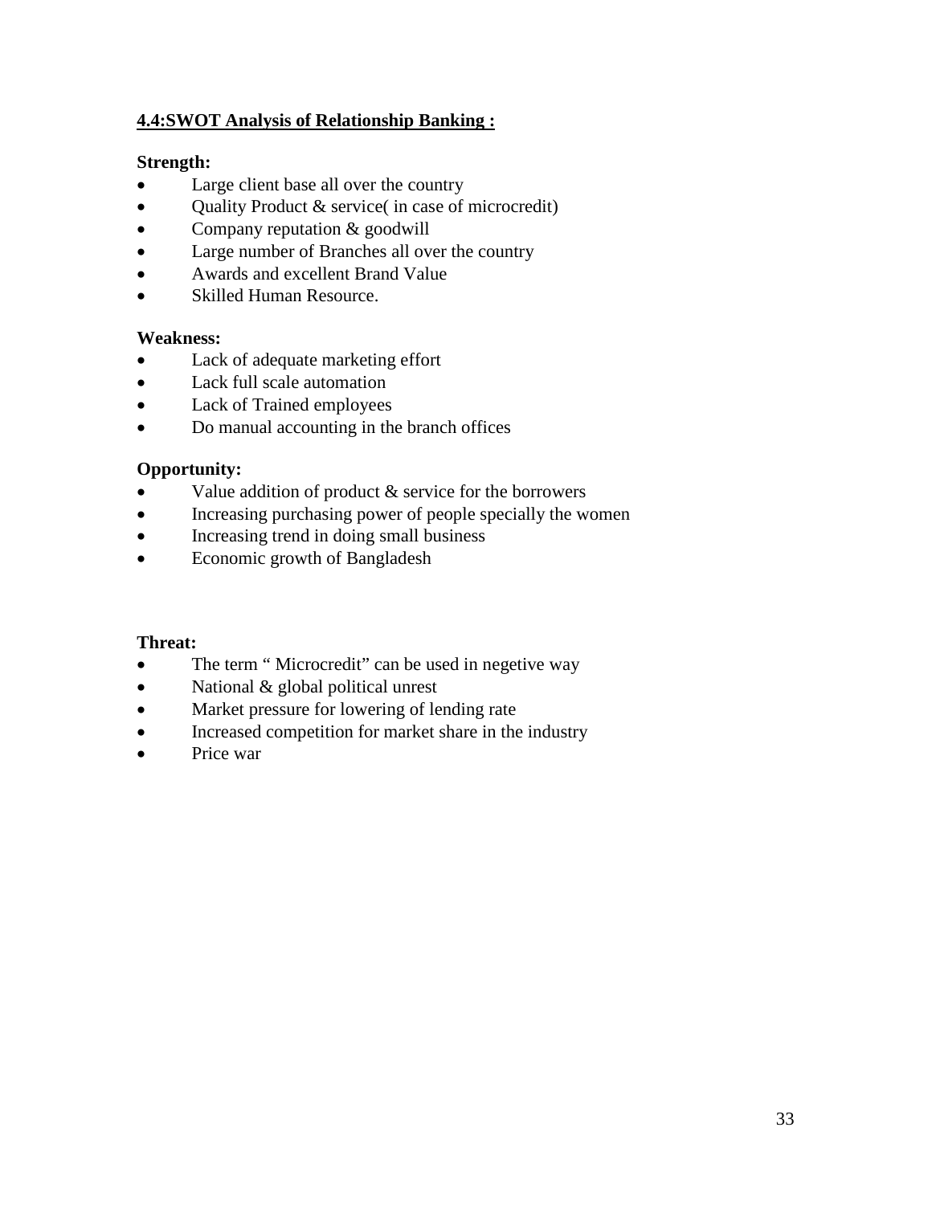## 4.4:SWOT Analysis of Relationship Banking :

**Strength:**

- Large client base all over the country
- Quality Product & service( in case of microcredit)
- Company reputation & goodwill
- Large number of Branches all over the country
- Awards and excellent Brand Value
- Skilled Human Resource.

**Weakness:**

- Lack of adequate marketing effort
- Lack full scale automation
- Lack of Trained employees
- Do manual accounting in the branch offices

**Opportunity:**

- Value addition of product & service for the borrowers
- Increasing purchasing power of people specially the women
- Increasing trend in doing small business
- Economic growth of Bangladesh

**Threat:**

- The term " Microcredit" can be used in negetive way
- National & global political unrest
- Market pressure for lowering of lending rate
- Increased competition for market share in the industry
- Price war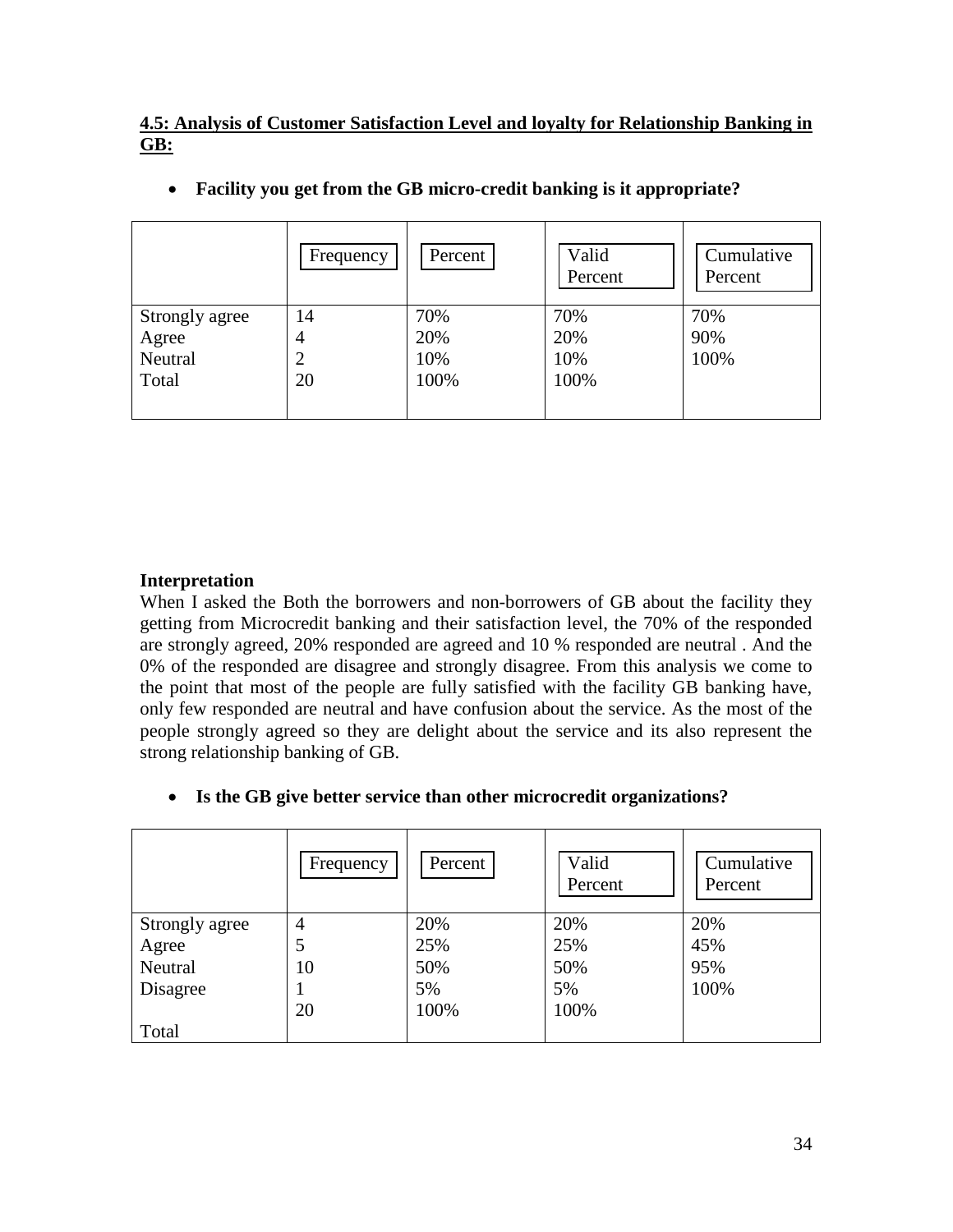**4.5: Analysis of Customer Satisfaction Level and loyalty for Relationship Banking in GB:**

- **Facility you get from the GB micro-credit banking is it appropriate?**

| | Frequency | Percent | Valid Percent | Cumulative Percent |
|---|---|---|---|---|
| Strongly agree | 14 | 70% | 70% | 70% |
| Agree | 4 | 20% | 20% | 90% |
| Neutral | 2 | 10% | 10% | 100% |
| Total | 20 | 100% | 100% | |

**Interpretation**

When I asked the Both the borrowers and non-borrowers of GB about the facility they getting from Microcredit banking and their satisfaction level, the 70% of the responded are strongly agreed, 20% responded are agreed and 10 % responded are neutral . And the 0% of the responded are disagree and strongly disagree. From this analysis we come to the point that most of the people are fully satisfied with the facility GB banking have, only few responded are neutral and have confusion about the service. As the most of the people strongly agreed so they are delight about the service and its also represent the strong relationship banking of GB.

- **Is the GB give better service than other microcredit organizations?**

| | Frequency | Percent | Valid Percent | Cumulative Percent |
|---|---|---|---|---|
| Strongly agree | 4 | 20% | 20% | 20% |
| Agree | 5 | 25% | 25% | 45% |
| Neutral | 10 | 50% | 50% | 95% |
| Disagree | 1 | 5% | 5% | 100% |
| Total | 20 | 100% | 100% | |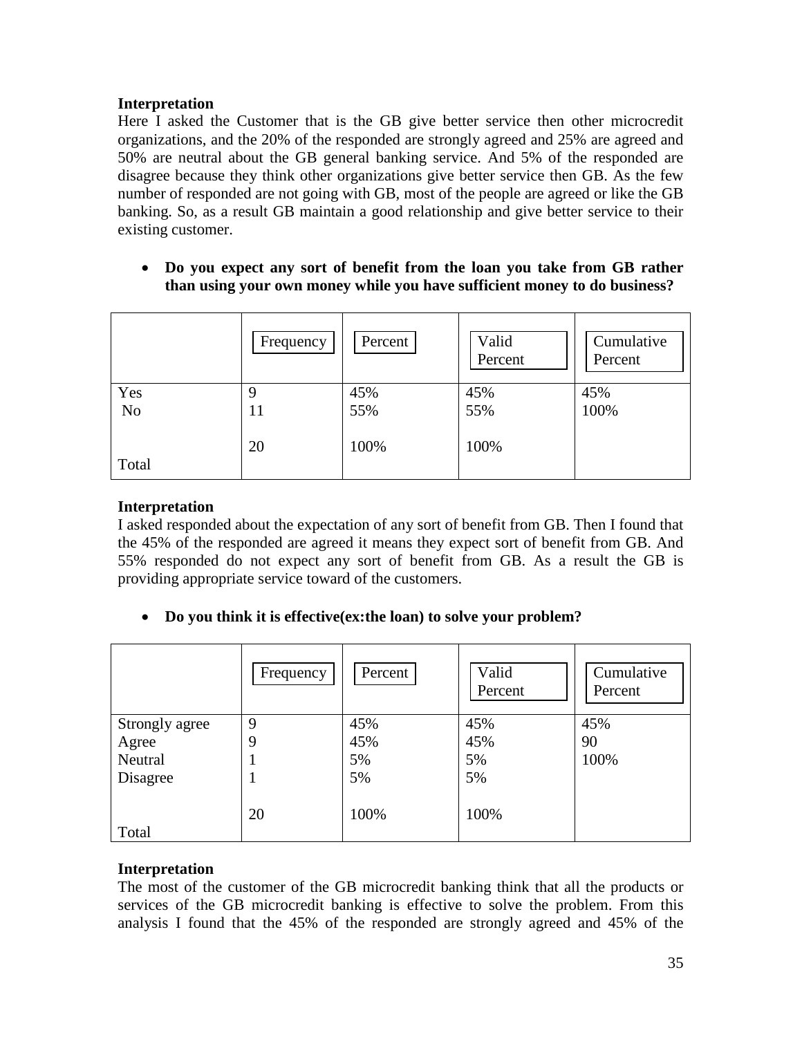**Interpretation**

Here I asked the Customer that is the GB give better service then other microcredit organizations, and the 20% of the responded are strongly agreed and 25% are agreed and 50% are neutral about the GB general banking service. And 5% of the responded are disagree because they think other organizations give better service then GB. As the few number of responded are not going with GB, most of the people are agreed or like the GB banking. So, as a result GB maintain a good relationship and give better service to their existing customer.

- **Do you expect any sort of benefit from the loan you take from GB rather than using your own money while you have sufficient money to do business?**

| | Frequency | Percent | Valid Percent | Cumulative Percent |
|---|---|---|---|---|
| Yes | 9 | 45% | 45% | 45% |
| No | 11 | 55% | 55% | 100% |
| Total | 20 | 100% | 100% | |

**Interpretation**

I asked responded about the expectation of any sort of benefit from GB. Then I found that the 45% of the responded are agreed it means they expect sort of benefit from GB. And 55% responded do not expect any sort of benefit from GB. As a result the GB is providing appropriate service toward of the customers.

- **Do you think it is effective(ex:the loan) to solve your problem?**

| | Frequency | Percent | Valid Percent | Cumulative Percent |
|---|---|---|---|---|
| Strongly agree | 9 | 45% | 45% | 45% |
| Agree | 9 | 45% | 45% | 90 |
| Neutral | 1 | 5% | 5% | 100% |
| Disagree | 1 | 5% | 5% | |
| Total | 20 | 100% | 100% | |

**Interpretation**

The most of the customer of the GB microcredit banking think that all the products or services of the GB microcredit banking is effective to solve the problem. From this analysis I found that the 45% of the responded are strongly agreed and 45% of the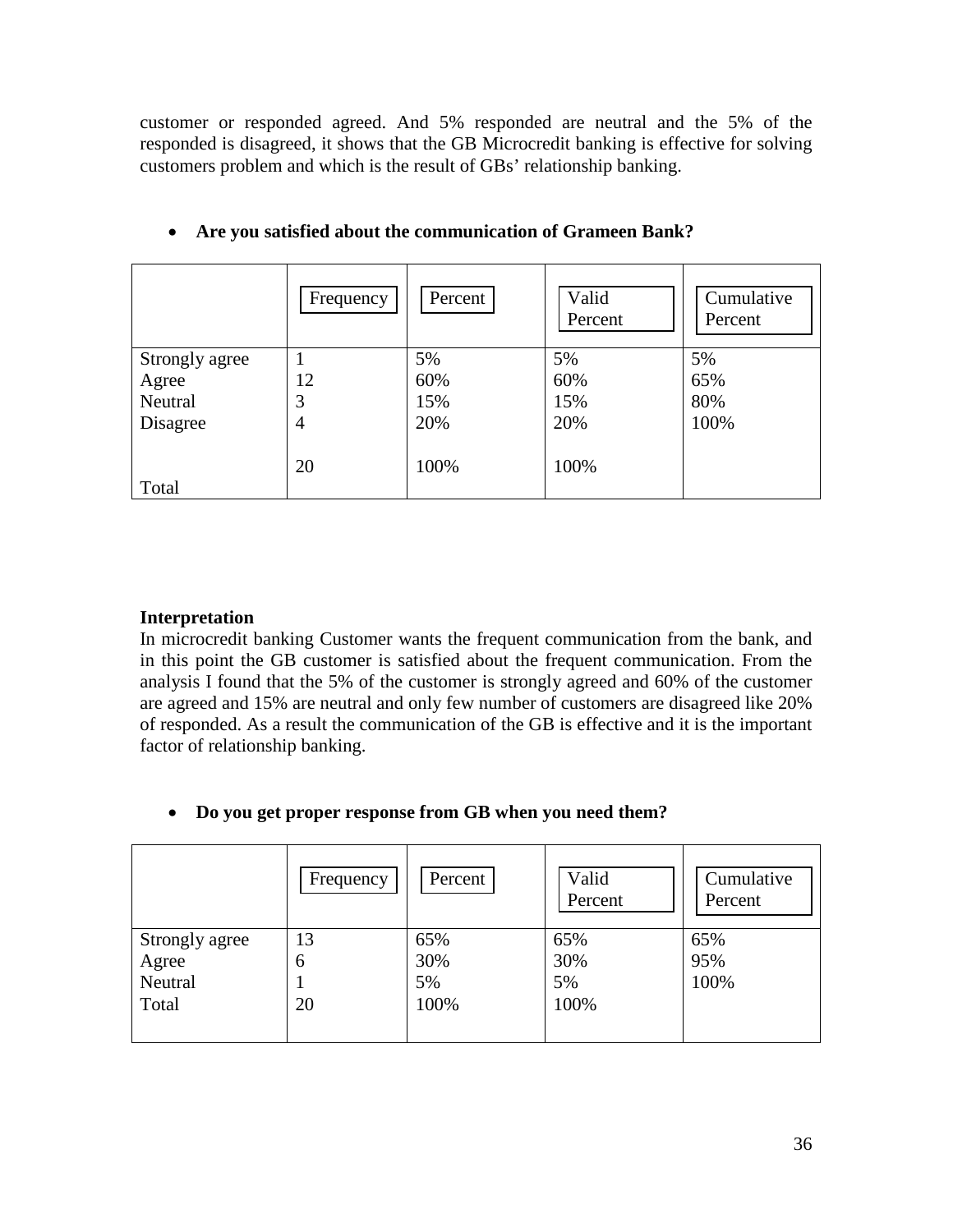customer or responded agreed. And 5% responded are neutral and the 5% of the responded is disagreed, it shows that the GB Microcredit banking is effective for solving customers problem and which is the result of GBs' relationship banking.

- **Are you satisfied about the communication of Grameen Bank?**

| | Frequency | Percent | Valid Percent | Cumulative Percent |
|---|---|---|---|---|
| Strongly agree | 1 | 5% | 5% | 5% |
| Agree | 12 | 60% | 60% | 65% |
| Neutral | 3 | 15% | 15% | 80% |
| Disagree | 4 | 20% | 20% | 100% |
| Total | 20 | 100% | 100% | |

**Interpretation**

In microcredit banking Customer wants the frequent communication from the bank, and in this point the GB customer is satisfied about the frequent communication. From the analysis I found that the 5% of the customer is strongly agreed and 60% of the customer are agreed and 15% are neutral and only few number of customers are disagreed like 20% of responded. As a result the communication of the GB is effective and it is the important factor of relationship banking.

- **Do you get proper response from GB when you need them?**

| | Frequency | Percent | Valid Percent | Cumulative Percent |
|---|---|---|---|---|
| Strongly agree | 13 | 65% | 65% | 65% |
| Agree | 6 | 30% | 30% | 95% |
| Neutral | 1 | 5% | 5% | 100% |
| Total | 20 | 100% | 100% | |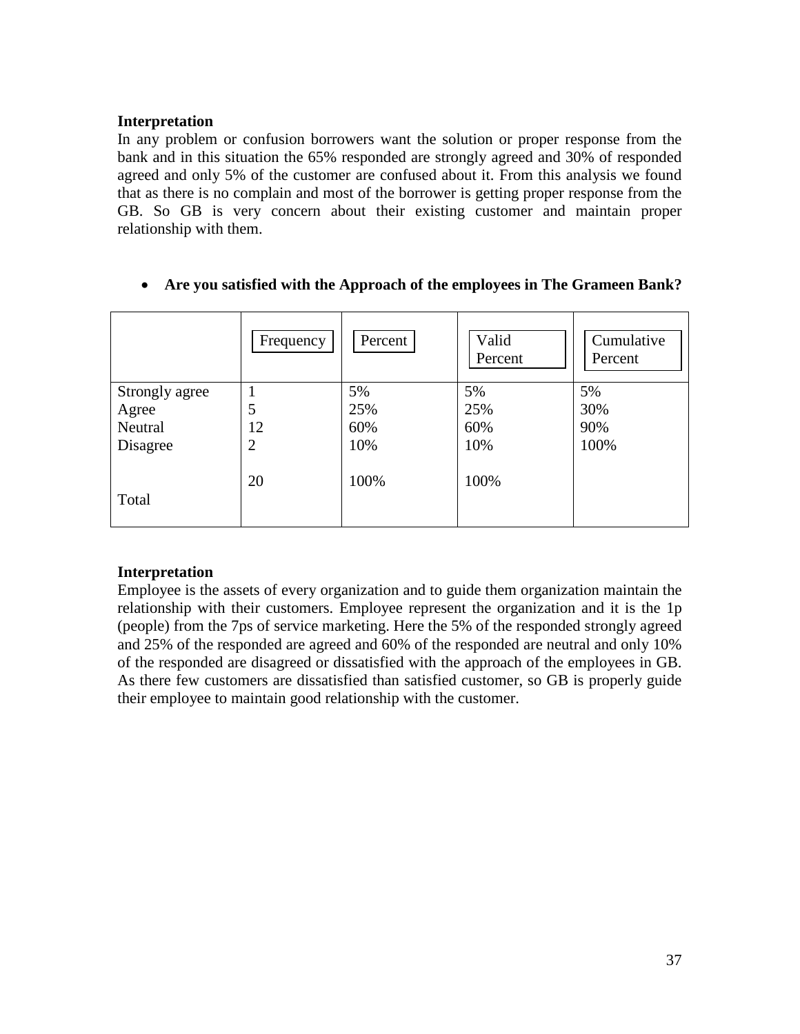**Interpretation**

In any problem or confusion borrowers want the solution or proper response from the bank and in this situation the 65% responded are strongly agreed and 30% of responded agreed and only 5% of the customer are confused about it. From this analysis we found that as there is no complain and most of the borrower is getting proper response from the GB. So GB is very concern about their existing customer and maintain proper relationship with them.

- **Are you satisfied with the Approach of the employees in The Grameen Bank?**

| | Frequency | Percent | Valid Percent | Cumulative Percent |
|---|---|---|---|---|
| Strongly agree | 1 | 5% | 5% | 5% |
| Agree | 5 | 25% | 25% | 30% |
| Neutral | 12 | 60% | 60% | 90% |
| Disagree | 2 | 10% | 10% | 100% |
| Total | 20 | 100% | 100% | |

**Interpretation**

Employee is the assets of every organization and to guide them organization maintain the relationship with their customers. Employee represent the organization and it is the 1p (people) from the 7ps of service marketing. Here the 5% of the responded strongly agreed and 25% of the responded are agreed and 60% of the responded are neutral and only 10% of the responded are disagreed or dissatisfied with the approach of the employees in GB. As there few customers are dissatisfied than satisfied customer, so GB is properly guide their employee to maintain good relationship with the customer.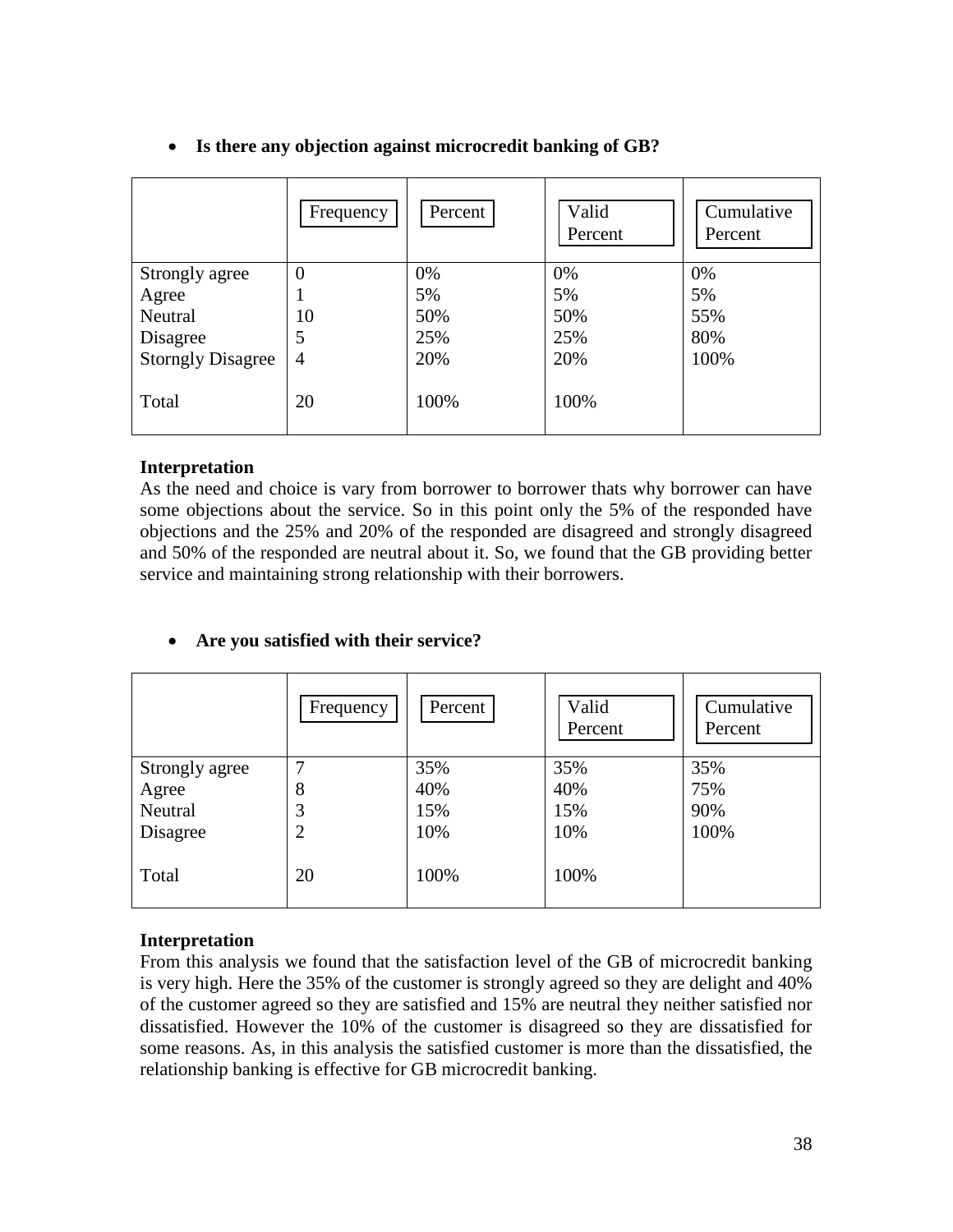- **Is there any objection against microcredit banking of GB?**

| | Frequency | Percent | Valid Percent | Cumulative Percent |
|---|---|---|---|---|
| Strongly agree | 0 | 0% | 0% | 0% |
| Agree | 1 | 5% | 5% | 5% |
| Neutral | 10 | 50% | 50% | 55% |
| Disagree | 5 | 25% | 25% | 80% |
| Storngly Disagree | 4 | 20% | 20% | 100% |
| Total | 20 | 100% | 100% | |

**Interpretation**

As the need and choice is vary from borrower to borrower thats why borrower can have some objections about the service. So in this point only the 5% of the responded have objections and the 25% and 20% of the responded are disagreed and strongly disagreed and 50% of the responded are neutral about it. So, we found that the GB providing better service and maintaining strong relationship with their borrowers.

- **Are you satisfied with their service?**

| | Frequency | Percent | Valid Percent | Cumulative Percent |
|---|---|---|---|---|
| Strongly agree | 7 | 35% | 35% | 35% |
| Agree | 8 | 40% | 40% | 75% |
| Neutral | 3 | 15% | 15% | 90% |
| Disagree | 2 | 10% | 10% | 100% |
| Total | 20 | 100% | 100% | |

**Interpretation**

From this analysis we found that the satisfaction level of the GB of microcredit banking is very high. Here the 35% of the customer is strongly agreed so they are delight and 40% of the customer agreed so they are satisfied and 15% are neutral they neither satisfied nor dissatisfied. However the 10% of the customer is disagreed so they are dissatisfied for some reasons. As, in this analysis the satisfied customer is more than the dissatisfied, the relationship banking is effective for GB microcredit banking.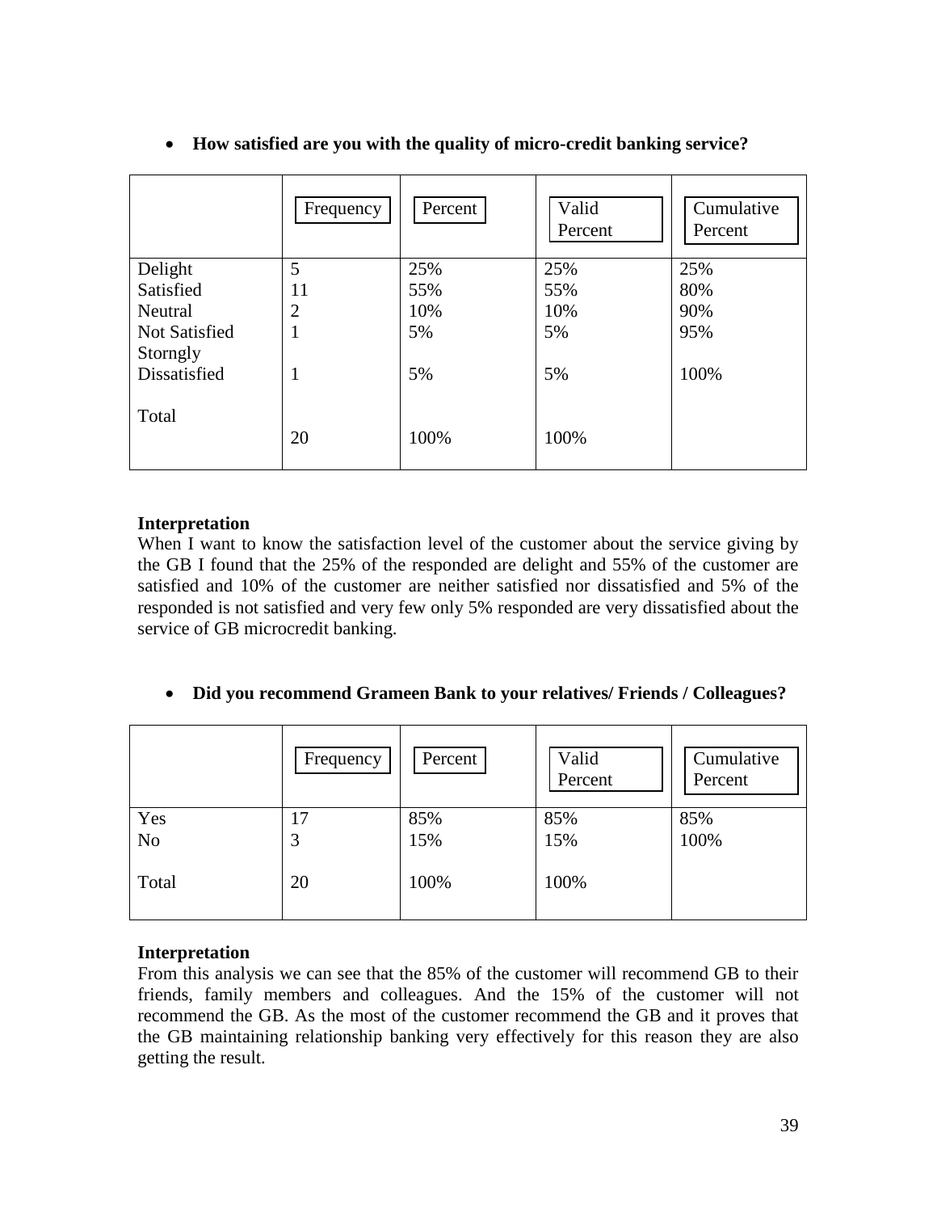- **How satisfied are you with the quality of micro-credit banking service?**

| | Frequency | Percent | Valid Percent | Cumulative Percent |
|---|---|---|---|---|
| Delight | 5 | 25% | 25% | 25% |
| Satisfied | 11 | 55% | 55% | 80% |
| Neutral | 2 | 10% | 10% | 90% |
| Not Satisfied | 1 | 5% | 5% | 95% |
| Storngly Dissatisfied | 1 | 5% | 5% | 100% |
| Total | 20 | 100% | 100% | |

**Interpretation**

When I want to know the satisfaction level of the customer about the service giving by the GB I found that the 25% of the responded are delight and 55% of the customer are satisfied and 10% of the customer are neither satisfied nor dissatisfied and 5% of the responded is not satisfied and very few only 5% responded are very dissatisfied about the service of GB microcredit banking.

- **Did you recommend Grameen Bank to your relatives/ Friends / Colleagues?**

| | Frequency | Percent | Valid Percent | Cumulative Percent |
|---|---|---|---|---|
| Yes | 17 | 85% | 85% | 85% |
| No | 3 | 15% | 15% | 100% |
| Total | 20 | 100% | 100% | |

**Interpretation**

From this analysis we can see that the 85% of the customer will recommend GB to their friends, family members and colleagues. And the 15% of the customer will not recommend the GB. As the most of the customer recommend the GB and it proves that the GB maintaining relationship banking very effectively for this reason they are also getting the result.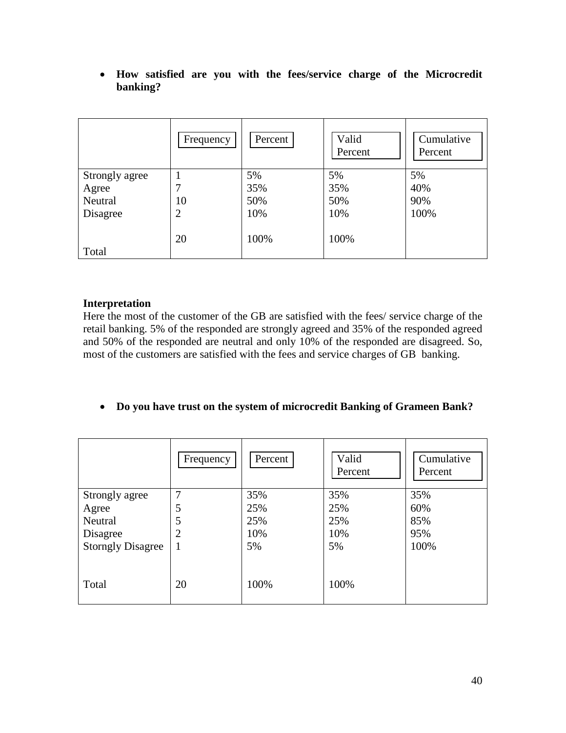- **How satisfied are you with the fees/service charge of the Microcredit banking?**

| | Frequency | Percent | Valid Percent | Cumulative Percent |
|---|---|---|---|---|
| Strongly agree | 1 | 5% | 5% | 5% |
| Agree | 7 | 35% | 35% | 40% |
| Neutral | 10 | 50% | 50% | 90% |
| Disagree | 2 | 10% | 10% | 100% |
| Total | 20 | 100% | 100% | |

**Interpretation**

Here the most of the customer of the GB are satisfied with the fees/ service charge of the retail banking. 5% of the responded are strongly agreed and 35% of the responded agreed and 50% of the responded are neutral and only 10% of the responded are disagreed. So, most of the customers are satisfied with the fees and service charges of GB banking.

- **Do you have trust on the system of microcredit Banking of Grameen Bank?**

| | Frequency | Percent | Valid Percent | Cumulative Percent |
|---|---|---|---|---|
| Strongly agree | 7 | 35% | 35% | 35% |
| Agree | 5 | 25% | 25% | 60% |
| Neutral | 5 | 25% | 25% | 85% |
| Disagree | 2 | 10% | 10% | 95% |
| Storngly Disagree | 1 | 5% | 5% | 100% |
| Total | 20 | 100% | 100% | |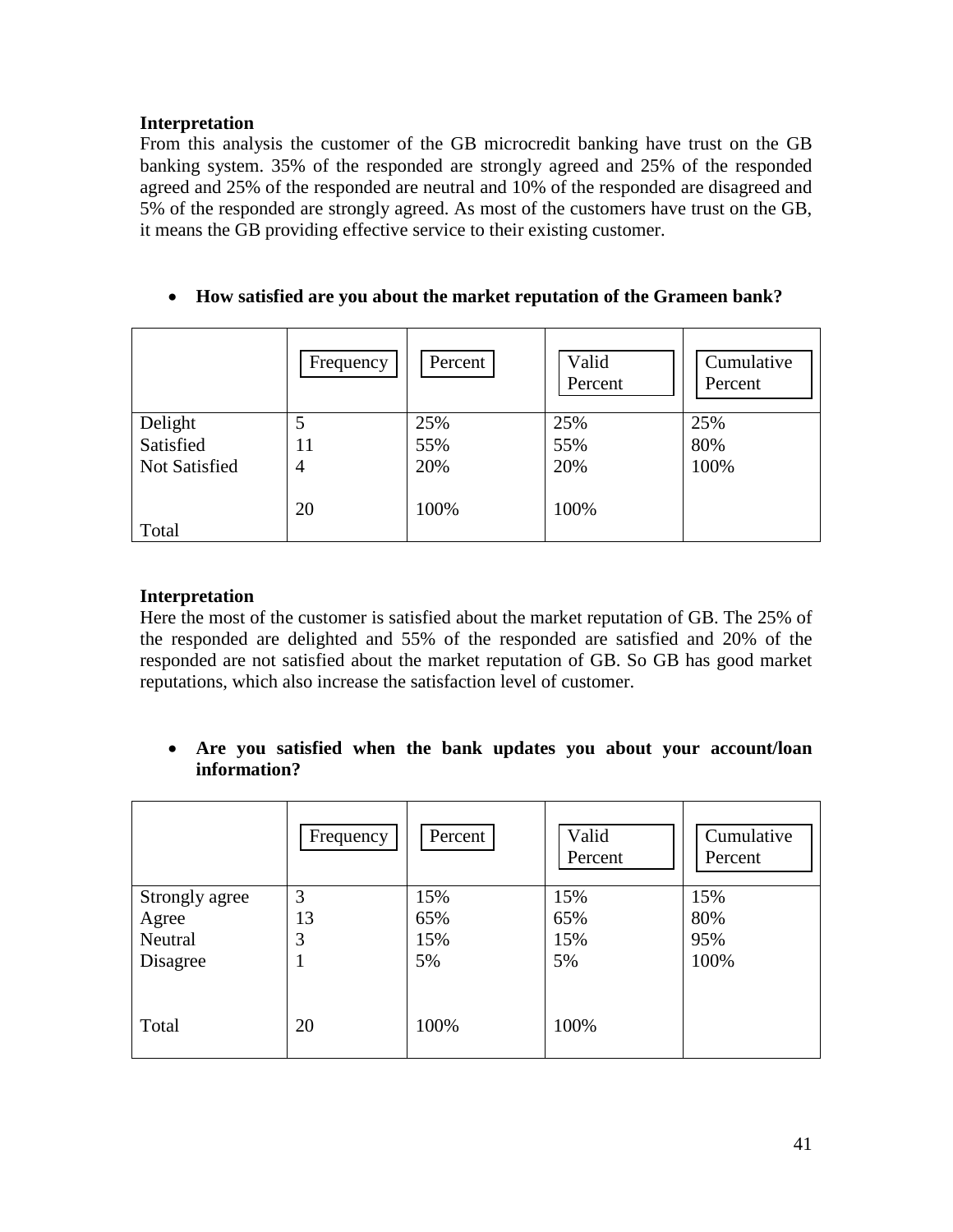**Interpretation**

From this analysis the customer of the GB microcredit banking have trust on the GB banking system. 35% of the responded are strongly agreed and 25% of the responded agreed and 25% of the responded are neutral and 10% of the responded are disagreed and 5% of the responded are strongly agreed. As most of the customers have trust on the GB, it means the GB providing effective service to their existing customer.

- **How satisfied are you about the market reputation of the Grameen bank?**

| | Frequency | Percent | Valid Percent | Cumulative Percent |
|---|---|---|---|---|
| Delight | 5 | 25% | 25% | 25% |
| Satisfied | 11 | 55% | 55% | 80% |
| Not Satisfied | 4 | 20% | 20% | 100% |
| Total | 20 | 100% | 100% | |

**Interpretation**

Here the most of the customer is satisfied about the market reputation of GB. The 25% of the responded are delighted and 55% of the responded are satisfied and 20% of the responded are not satisfied about the market reputation of GB. So GB has good market reputations, which also increase the satisfaction level of customer.

- **Are you satisfied when the bank updates you about your account/loan information?**

| | Frequency | Percent | Valid Percent | Cumulative Percent |
|---|---|---|---|---|
| Strongly agree | 3 | 15% | 15% | 15% |
| Agree | 13 | 65% | 65% | 80% |
| Neutral | 3 | 15% | 15% | 95% |
| Disagree | 1 | 5% | 5% | 100% |
| Total | 20 | 100% | 100% | |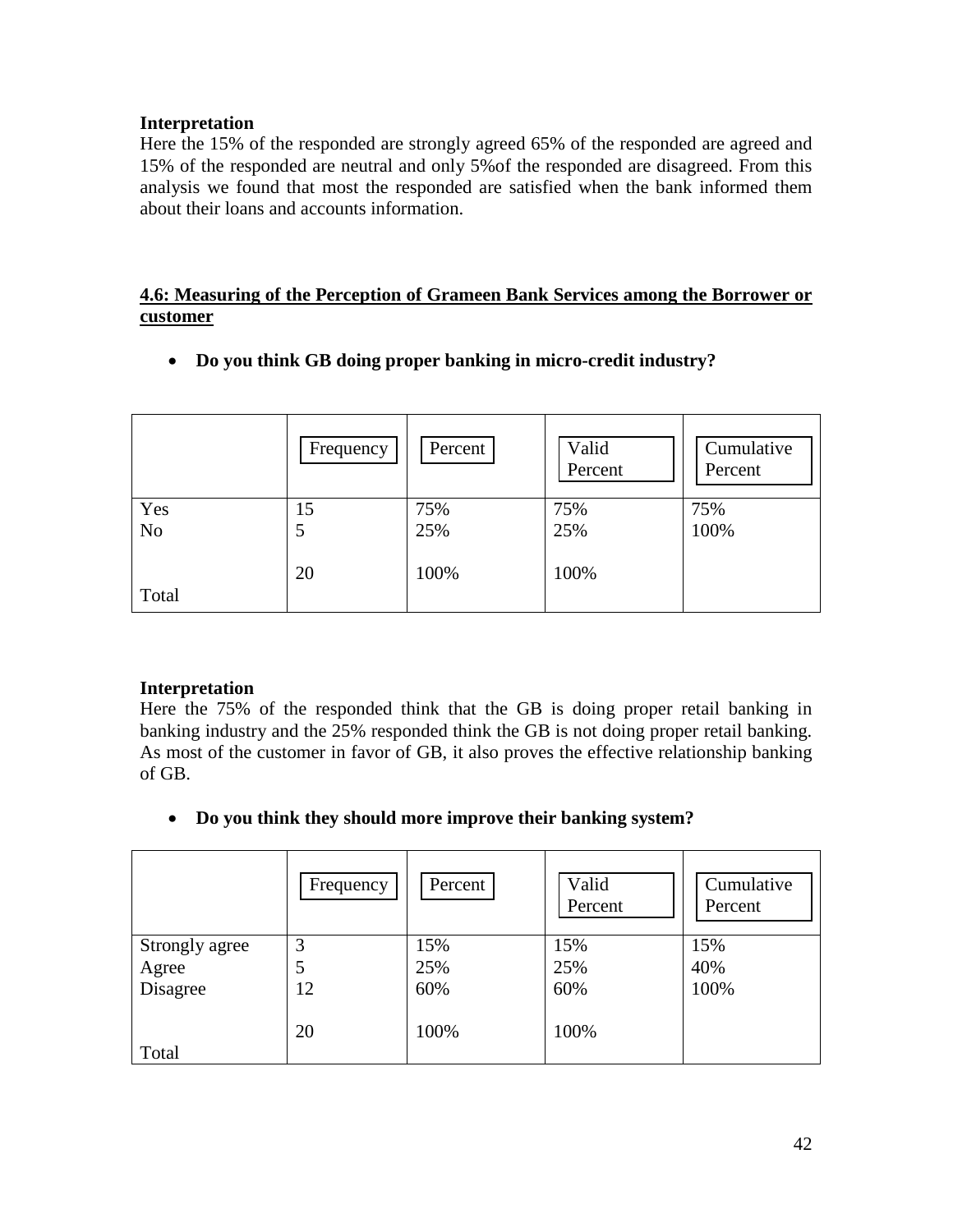**Interpretation**

Here the 15% of the responded are strongly agreed 65% of the responded are agreed and 15% of the responded are neutral and only 5%of the responded are disagreed. From this analysis we found that most the responded are satisfied when the bank informed them about their loans and accounts information.

## 4.6: Measuring of the Perception of Grameen Bank Services among the Borrower or customer

- **Do you think GB doing proper banking in micro-credit industry?**

| | Frequency | Percent | Valid Percent | Cumulative Percent |
|---|---|---|---|---|
| Yes | 15 | 75% | 75% | 75% |
| No | 5 | 25% | 25% | 100% |
| Total | 20 | 100% | 100% | |

**Interpretation**

Here the 75% of the responded think that the GB is doing proper retail banking in banking industry and the 25% responded think the GB is not doing proper retail banking. As most of the customer in favor of GB, it also proves the effective relationship banking of GB.

- **Do you think they should more improve their banking system?**

| | Frequency | Percent | Valid Percent | Cumulative Percent |
|---|---|---|---|---|
| Strongly agree | 3 | 15% | 15% | 15% |
| Agree | 5 | 25% | 25% | 40% |
| Disagree | 12 | 60% | 60% | 100% |
| Total | 20 | 100% | 100% | |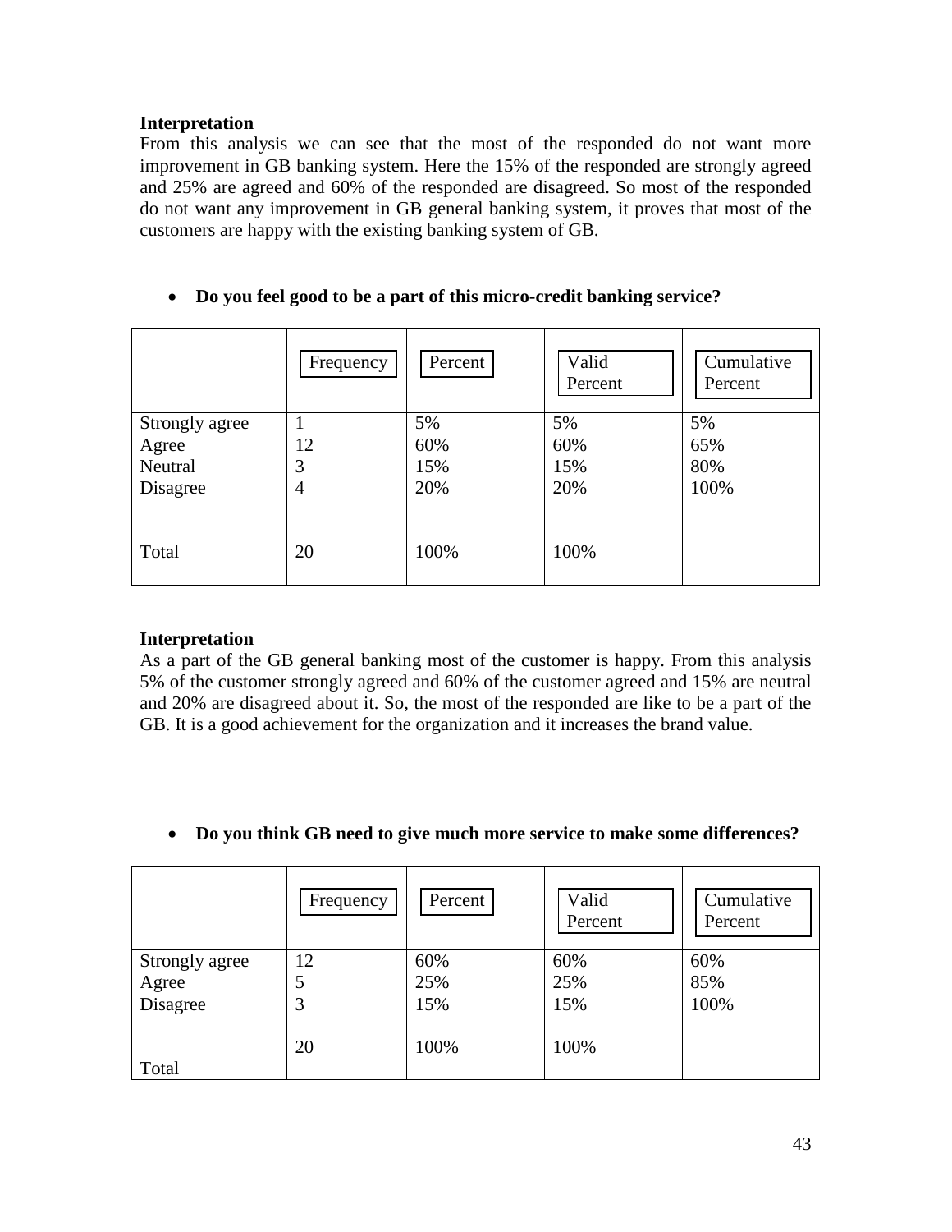**Interpretation**

From this analysis we can see that the most of the responded do not want more improvement in GB banking system. Here the 15% of the responded are strongly agreed and 25% are agreed and 60% of the responded are disagreed. So most of the responded do not want any improvement in GB general banking system, it proves that most of the customers are happy with the existing banking system of GB.

- **Do you feel good to be a part of this micro-credit banking service?**

| | Frequency | Percent | Valid Percent | Cumulative Percent |
|---|---|---|---|---|
| Strongly agree | 1 | 5% | 5% | 5% |
| Agree | 12 | 60% | 60% | 65% |
| Neutral | 3 | 15% | 15% | 80% |
| Disagree | 4 | 20% | 20% | 100% |
| Total | 20 | 100% | 100% | |

**Interpretation**

As a part of the GB general banking most of the customer is happy. From this analysis 5% of the customer strongly agreed and 60% of the customer agreed and 15% are neutral and 20% are disagreed about it. So, the most of the responded are like to be a part of the GB. It is a good achievement for the organization and it increases the brand value.

- **Do you think GB need to give much more service to make some differences?**

| | Frequency | Percent | Valid Percent | Cumulative Percent |
|---|---|---|---|---|
| Strongly agree | 12 | 60% | 60% | 60% |
| Agree | 5 | 25% | 25% | 85% |
| Disagree | 3 | 15% | 15% | 100% |
| Total | 20 | 100% | 100% | |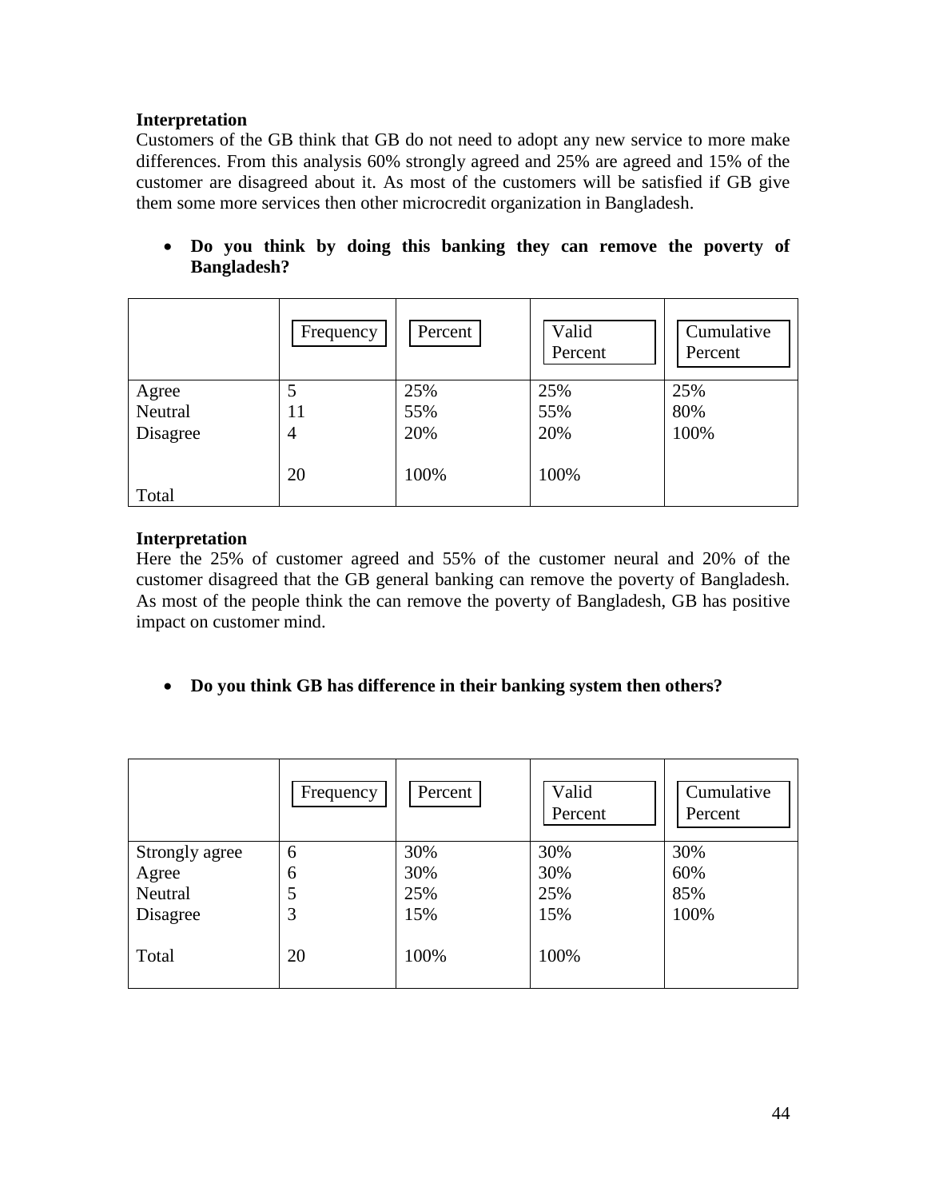**Interpretation**

Customers of the GB think that GB do not need to adopt any new service to more make differences. From this analysis 60% strongly agreed and 25% are agreed and 15% of the customer are disagreed about it. As most of the customers will be satisfied if GB give them some more services then other microcredit organization in Bangladesh.

- **Do you think by doing this banking they can remove the poverty of Bangladesh?**

| | Frequency | Percent | Valid Percent | Cumulative Percent |
|---|---|---|---|---|
| Agree | 5 | 25% | 25% | 25% |
| Neutral | 11 | 55% | 55% | 80% |
| Disagree | 4 | 20% | 20% | 100% |
| Total | 20 | 100% | 100% | |

**Interpretation**

Here the 25% of customer agreed and 55% of the customer neural and 20% of the customer disagreed that the GB general banking can remove the poverty of Bangladesh. As most of the people think the can remove the poverty of Bangladesh, GB has positive impact on customer mind.

- **Do you think GB has difference in their banking system then others?**

| | Frequency | Percent | Valid Percent | Cumulative Percent |
|---|---|---|---|---|
| Strongly agree | 6 | 30% | 30% | 30% |
| Agree | 6 | 30% | 30% | 60% |
| Neutral | 5 | 25% | 25% | 85% |
| Disagree | 3 | 15% | 15% | 100% |
| Total | 20 | 100% | 100% | |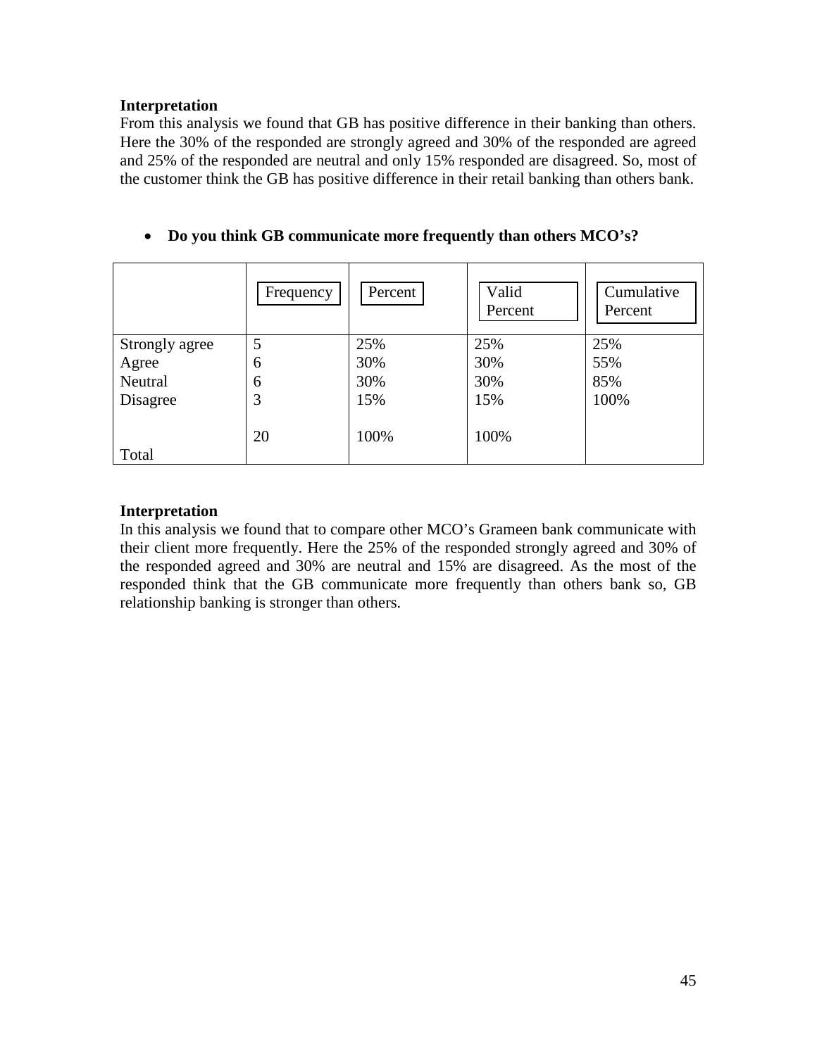**Interpretation**

From this analysis we found that GB has positive difference in their banking than others. Here the 30% of the responded are strongly agreed and 30% of the responded are agreed and 25% of the responded are neutral and only 15% responded are disagreed. So, most of the customer think the GB has positive difference in their retail banking than others bank.

- **Do you think GB communicate more frequently than others MCO's?**

| | Frequency | Percent | Valid Percent | Cumulative Percent |
|---|---|---|---|---|
| Strongly agree | 5 | 25% | 25% | 25% |
| Agree | 6 | 30% | 30% | 55% |
| Neutral | 6 | 30% | 30% | 85% |
| Disagree | 3 | 15% | 15% | 100% |
| Total | 20 | 100% | 100% | |

**Interpretation**

In this analysis we found that to compare other MCO's Grameen bank communicate with their client more frequently. Here the 25% of the responded strongly agreed and 30% of the responded agreed and 30% are neutral and 15% are disagreed. As the most of the responded think that the GB communicate more frequently than others bank so, GB relationship banking is stronger than others.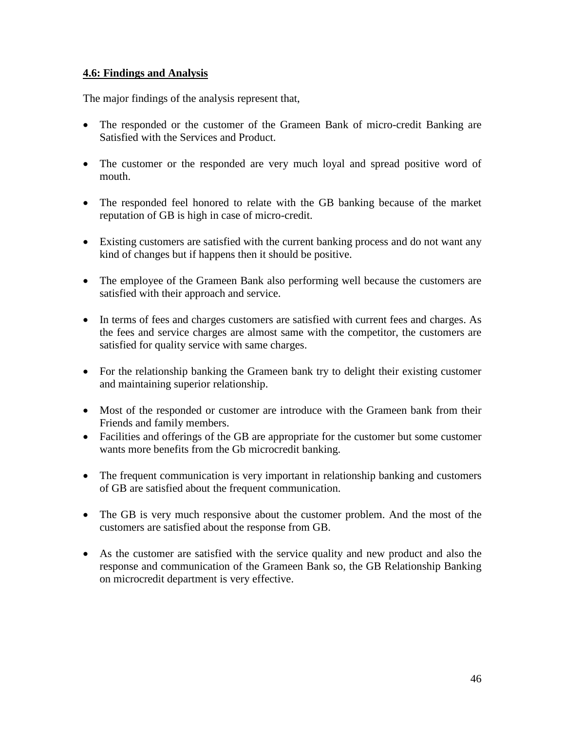## 4.6: Findings and Analysis

The major findings of the analysis represent that,

- The responded or the customer of the Grameen Bank of micro-credit Banking are Satisfied with the Services and Product.
- The customer or the responded are very much loyal and spread positive word of mouth.
- The responded feel honored to relate with the GB banking because of the market reputation of GB is high in case of micro-credit.
- Existing customers are satisfied with the current banking process and do not want any kind of changes but if happens then it should be positive.
- The employee of the Grameen Bank also performing well because the customers are satisfied with their approach and service.
- In terms of fees and charges customers are satisfied with current fees and charges. As the fees and service charges are almost same with the competitor, the customers are satisfied for quality service with same charges.
- For the relationship banking the Grameen bank try to delight their existing customer and maintaining superior relationship.
- Most of the responded or customer are introduce with the Grameen bank from their Friends and family members.
- Facilities and offerings of the GB are appropriate for the customer but some customer wants more benefits from the Gb microcredit banking.
- The frequent communication is very important in relationship banking and customers of GB are satisfied about the frequent communication.
- The GB is very much responsive about the customer problem. And the most of the customers are satisfied about the response from GB.
- As the customer are satisfied with the service quality and new product and also the response and communication of the Grameen Bank so, the GB Relationship Banking on microcredit department is very effective.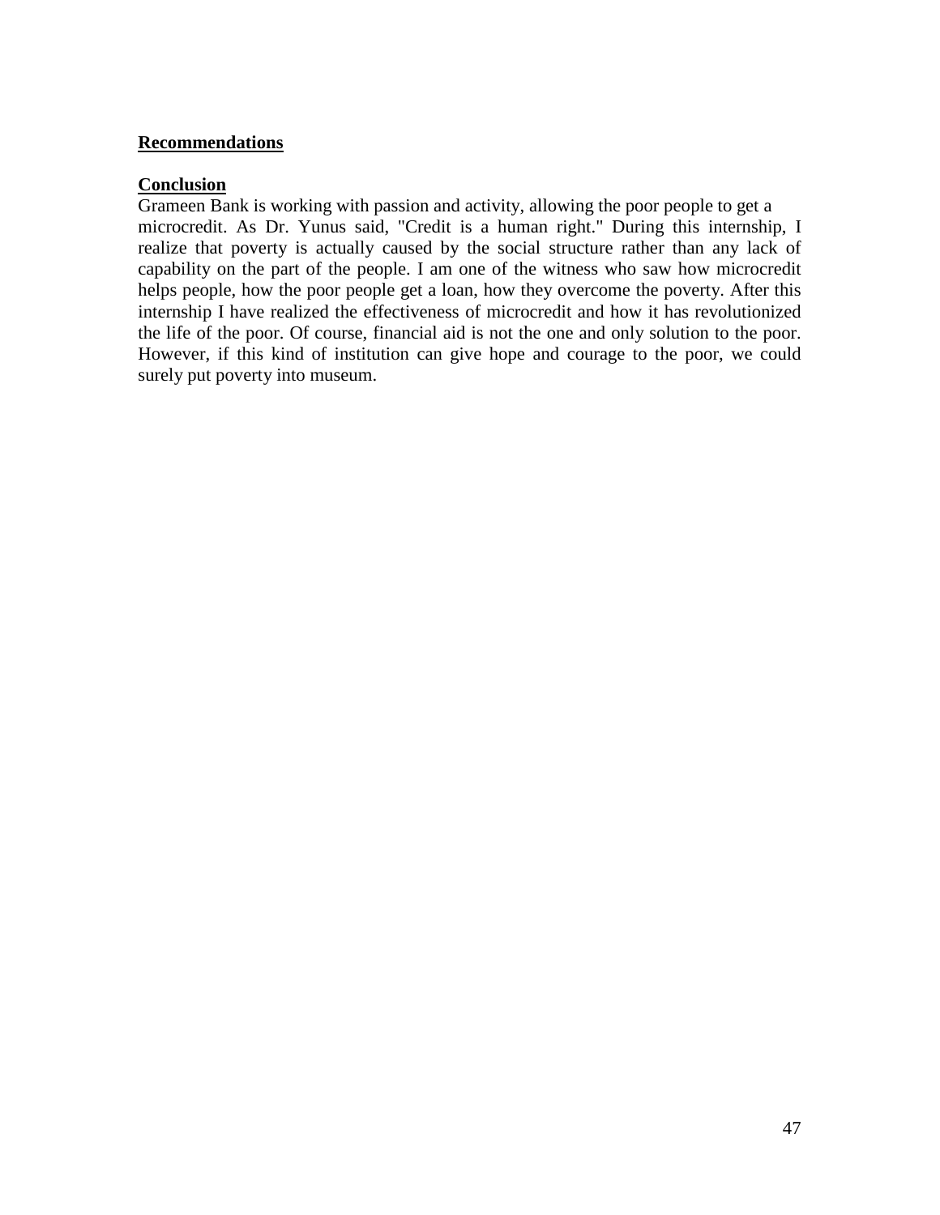**Recommendations**

**Conclusion**

Grameen Bank is working with passion and activity, allowing the poor people to get a microcredit. As Dr. Yunus said, "Credit is a human right." During this internship, I realize that poverty is actually caused by the social structure rather than any lack of capability on the part of the people. I am one of the witness who saw how microcredit helps people, how the poor people get a loan, how they overcome the poverty. After this internship I have realized the effectiveness of microcredit and how it has revolutionized the life of the poor. Of course, financial aid is not the one and only solution to the poor. However, if this kind of institution can give hope and courage to the poor, we could surely put poverty into museum.